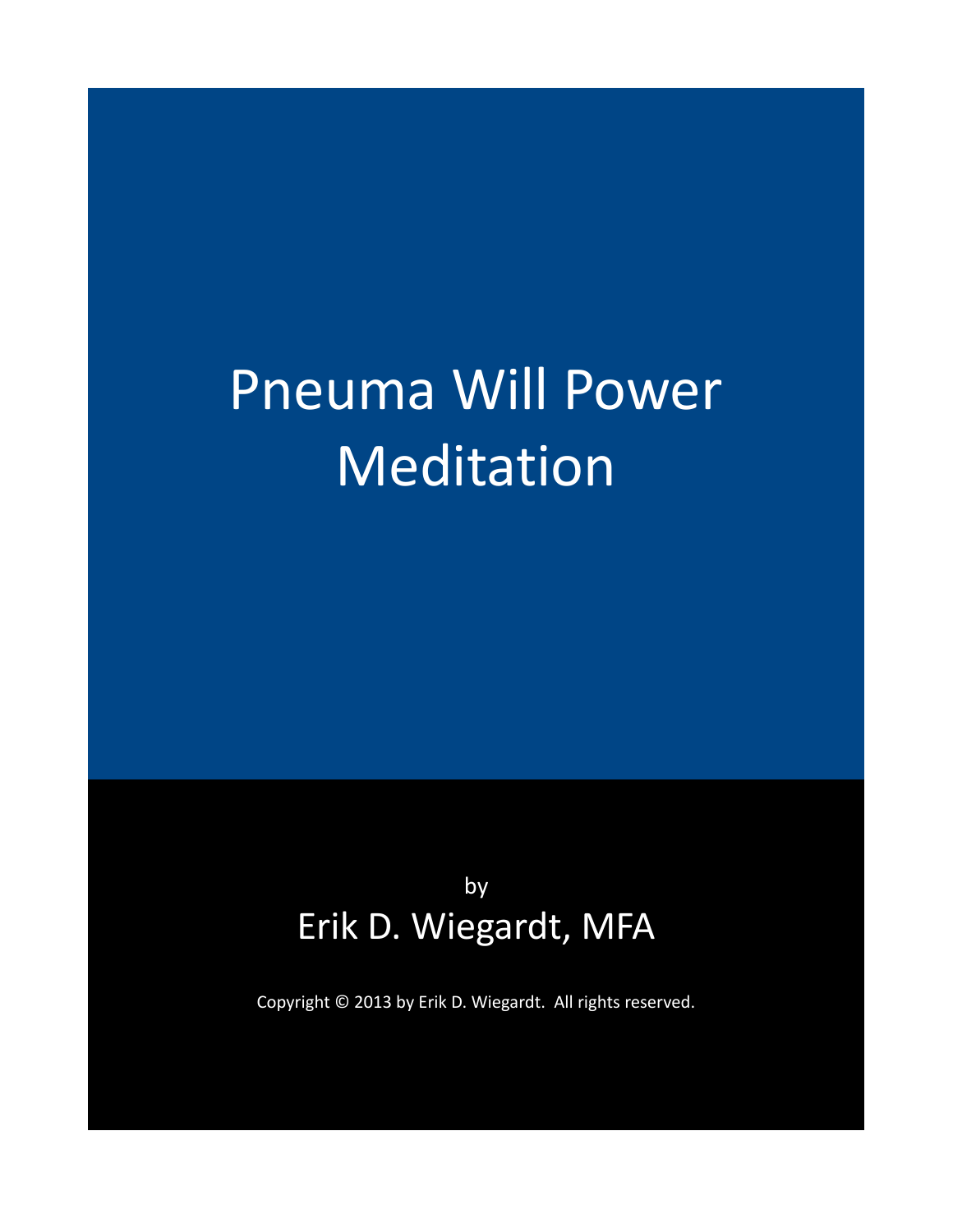# Pneuma Will Power Meditation

by

Erik D. Wiegardt, MFA

Copyright © 2013 by Erik D. Wiegardt. All rights reserved.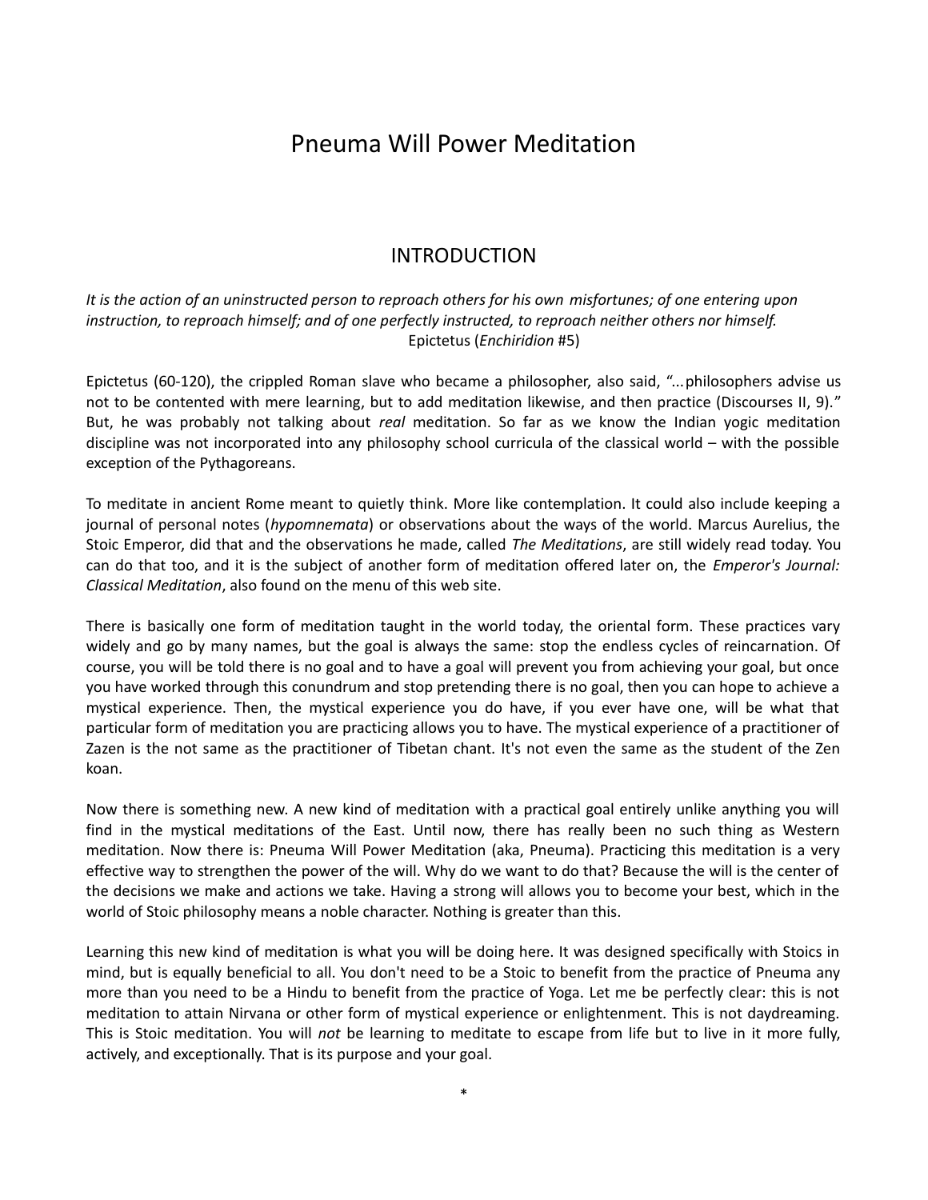# Pneuma Will Power Meditation

## INTRODUCTION

*It is the action of an uninstructed person to reproach others for his own misfortunes; of one entering upon instruction, to reproach himself; and of one perfectly instructed, to reproach neither others nor himself.*
Epictetus (*Enchiridion* #5)

Epictetus (60-120), the crippled Roman slave who became a philosopher, also said, "...philosophers advise us not to be contented with mere learning, but to add meditation likewise, and then practice (Discourses II, 9)." But, he was probably not talking about *real* meditation. So far as we know the Indian yogic meditation discipline was not incorporated into any philosophy school curricula of the classical world – with the possible exception of the Pythagoreans.

To meditate in ancient Rome meant to quietly think. More like contemplation. It could also include keeping a journal of personal notes (*hypomnemata*) or observations about the ways of the world. Marcus Aurelius, the Stoic Emperor, did that and the observations he made, called *The Meditations*, are still widely read today. You can do that too, and it is the subject of another form of meditation offered later on, the *Emperor's Journal: Classical Meditation*, also found on the menu of this web site.

There is basically one form of meditation taught in the world today, the oriental form. These practices vary widely and go by many names, but the goal is always the same: stop the endless cycles of reincarnation. Of course, you will be told there is no goal and to have a goal will prevent you from achieving your goal, but once you have worked through this conundrum and stop pretending there is no goal, then you can hope to achieve a mystical experience. Then, the mystical experience you do have, if you ever have one, will be what that particular form of meditation you are practicing allows you to have. The mystical experience of a practitioner of Zazen is the not same as the practitioner of Tibetan chant. It's not even the same as the student of the Zen koan.

Now there is something new. A new kind of meditation with a practical goal entirely unlike anything you will find in the mystical meditations of the East. Until now, there has really been no such thing as Western meditation. Now there is: Pneuma Will Power Meditation (aka, Pneuma). Practicing this meditation is a very effective way to strengthen the power of the will. Why do we want to do that? Because the will is the center of the decisions we make and actions we take. Having a strong will allows you to become your best, which in the world of Stoic philosophy means a noble character. Nothing is greater than this.

Learning this new kind of meditation is what you will be doing here. It was designed specifically with Stoics in mind, but is equally beneficial to all. You don't need to be a Stoic to benefit from the practice of Pneuma any more than you need to be a Hindu to benefit from the practice of Yoga. Let me be perfectly clear: this is not meditation to attain Nirvana or other form of mystical experience or enlightenment. This is not daydreaming. This is Stoic meditation. You will *not* be learning to meditate to escape from life but to live in it more fully, actively, and exceptionally. That is its purpose and your goal.

*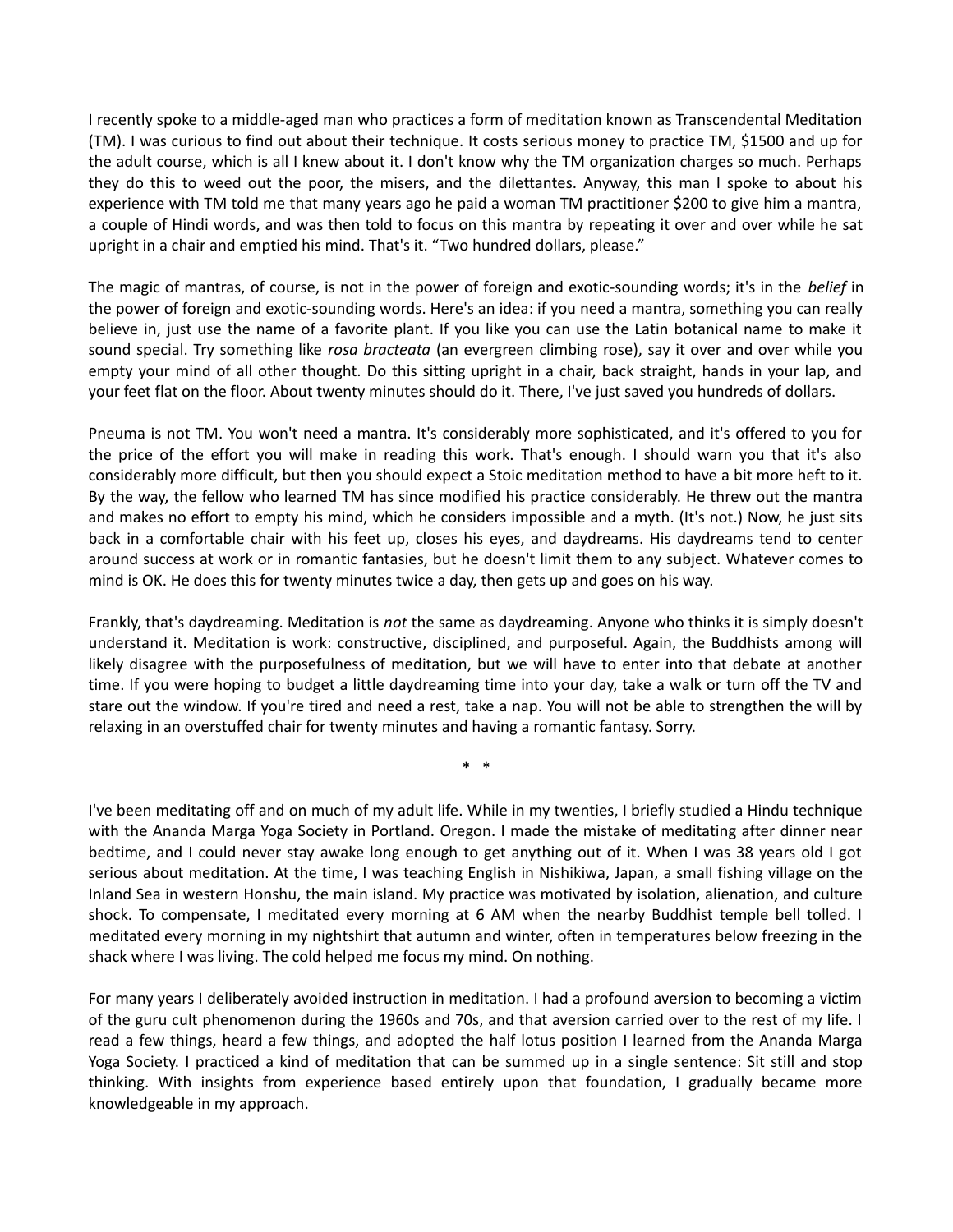I recently spoke to a middle-aged man who practices a form of meditation known as Transcendental Meditation (TM). I was curious to find out about their technique. It costs serious money to practice TM, $1500 and up for the adult course, which is all I knew about it. I don't know why the TM organization charges so much. Perhaps they do this to weed out the poor, the misers, and the dilettantes. Anyway, this man I spoke to about his experience with TM told me that many years ago he paid a woman TM practitioner $200 to give him a mantra, a couple of Hindi words, and was then told to focus on this mantra by repeating it over and over while he sat upright in a chair and emptied his mind. That's it. "Two hundred dollars, please."

The magic of mantras, of course, is not in the power of foreign and exotic-sounding words; it's in the *belief* in the power of foreign and exotic-sounding words. Here's an idea: if you need a mantra, something you can really believe in, just use the name of a favorite plant. If you like you can use the Latin botanical name to make it sound special. Try something like *rosa bracteata* (an evergreen climbing rose), say it over and over while you empty your mind of all other thought. Do this sitting upright in a chair, back straight, hands in your lap, and your feet flat on the floor. About twenty minutes should do it. There, I've just saved you hundreds of dollars.

Pneuma is not TM. You won't need a mantra. It's considerably more sophisticated, and it's offered to you for the price of the effort you will make in reading this work. That's enough. I should warn you that it's also considerably more difficult, but then you should expect a Stoic meditation method to have a bit more heft to it. By the way, the fellow who learned TM has since modified his practice considerably. He threw out the mantra and makes no effort to empty his mind, which he considers impossible and a myth. (It's not.) Now, he just sits back in a comfortable chair with his feet up, closes his eyes, and daydreams. His daydreams tend to center around success at work or in romantic fantasies, but he doesn't limit them to any subject. Whatever comes to mind is OK. He does this for twenty minutes twice a day, then gets up and goes on his way.

Frankly, that's daydreaming. Meditation is *not* the same as daydreaming. Anyone who thinks it is simply doesn't understand it. Meditation is work: constructive, disciplined, and purposeful. Again, the Buddhists among will likely disagree with the purposefulness of meditation, but we will have to enter into that debate at another time. If you were hoping to budget a little daydreaming time into your day, take a walk or turn off the TV and stare out the window. If you're tired and need a rest, take a nap. You will not be able to strengthen the will by relaxing in an overstuffed chair for twenty minutes and having a romantic fantasy. Sorry.

\* \*

I've been meditating off and on much of my adult life. While in my twenties, I briefly studied a Hindu technique with the Ananda Marga Yoga Society in Portland. Oregon. I made the mistake of meditating after dinner near bedtime, and I could never stay awake long enough to get anything out of it. When I was 38 years old I got serious about meditation. At the time, I was teaching English in Nishikiwa, Japan, a small fishing village on the Inland Sea in western Honshu, the main island. My practice was motivated by isolation, alienation, and culture shock. To compensate, I meditated every morning at 6 AM when the nearby Buddhist temple bell tolled. I meditated every morning in my nightshirt that autumn and winter, often in temperatures below freezing in the shack where I was living. The cold helped me focus my mind. On nothing.

For many years I deliberately avoided instruction in meditation. I had a profound aversion to becoming a victim of the guru cult phenomenon during the 1960s and 70s, and that aversion carried over to the rest of my life. I read a few things, heard a few things, and adopted the half lotus position I learned from the Ananda Marga Yoga Society. I practiced a kind of meditation that can be summed up in a single sentence: Sit still and stop thinking. With insights from experience based entirely upon that foundation, I gradually became more knowledgeable in my approach.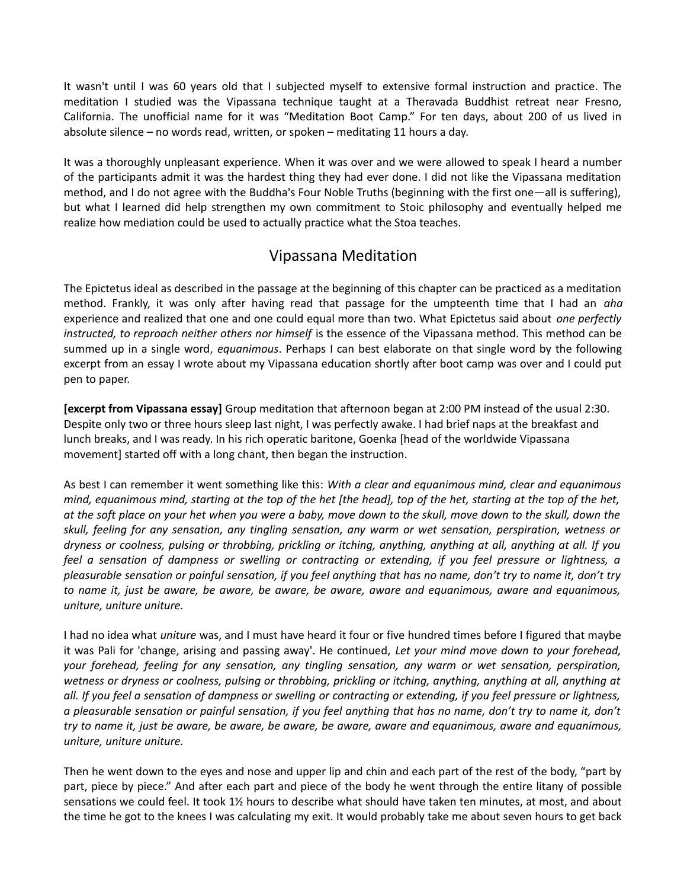It wasn't until I was 60 years old that I subjected myself to extensive formal instruction and practice. The meditation I studied was the Vipassana technique taught at a Theravada Buddhist retreat near Fresno, California. The unofficial name for it was "Meditation Boot Camp." For ten days, about 200 of us lived in absolute silence – no words read, written, or spoken – meditating 11 hours a day.

It was a thoroughly unpleasant experience. When it was over and we were allowed to speak I heard a number of the participants admit it was the hardest thing they had ever done. I did not like the Vipassana meditation method, and I do not agree with the Buddha's Four Noble Truths (beginning with the first one—all is suffering), but what I learned did help strengthen my own commitment to Stoic philosophy and eventually helped me realize how mediation could be used to actually practice what the Stoa teaches.

## Vipassana Meditation

The Epictetus ideal as described in the passage at the beginning of this chapter can be practiced as a meditation method. Frankly, it was only after having read that passage for the umpteenth time that I had an *aha* experience and realized that one and one could equal more than two. What Epictetus said about *one perfectly instructed, to reproach neither others nor himself* is the essence of the Vipassana method. This method can be summed up in a single word, *equanimous*. Perhaps I can best elaborate on that single word by the following excerpt from an essay I wrote about my Vipassana education shortly after boot camp was over and I could put pen to paper.

**[excerpt from Vipassana essay]** Group meditation that afternoon began at 2:00 PM instead of the usual 2:30. Despite only two or three hours sleep last night, I was perfectly awake. I had brief naps at the breakfast and lunch breaks, and I was ready. In his rich operatic baritone, Goenka [head of the worldwide Vipassana movement] started off with a long chant, then began the instruction.

As best I can remember it went something like this: *With a clear and equanimous mind, clear and equanimous mind, equanimous mind, starting at the top of the het [the head], top of the het, starting at the top of the het, at the soft place on your het when you were a baby, move down to the skull, move down to the skull, down the skull, feeling for any sensation, any tingling sensation, any warm or wet sensation, perspiration, wetness or dryness or coolness, pulsing or throbbing, prickling or itching, anything, anything at all, anything at all. If you feel a sensation of dampness or swelling or contracting or extending, if you feel pressure or lightness, a pleasurable sensation or painful sensation, if you feel anything that has no name, don't try to name it, don't try to name it, just be aware, be aware, be aware, be aware, aware and equanimous, aware and equanimous, uniture, uniture uniture.*

I had no idea what *uniture* was, and I must have heard it four or five hundred times before I figured that maybe it was Pali for 'change, arising and passing away'. He continued, *Let your mind move down to your forehead, your forehead, feeling for any sensation, any tingling sensation, any warm or wet sensation, perspiration, wetness or dryness or coolness, pulsing or throbbing, prickling or itching, anything, anything at all, anything at all. If you feel a sensation of dampness or swelling or contracting or extending, if you feel pressure or lightness, a pleasurable sensation or painful sensation, if you feel anything that has no name, don't try to name it, don't try to name it, just be aware, be aware, be aware, be aware, aware and equanimous, aware and equanimous, uniture, uniture uniture.*

Then he went down to the eyes and nose and upper lip and chin and each part of the rest of the body, "part by part, piece by piece." And after each part and piece of the body he went through the entire litany of possible sensations we could feel. It took 1½ hours to describe what should have taken ten minutes, at most, and about the time he got to the knees I was calculating my exit. It would probably take me about seven hours to get back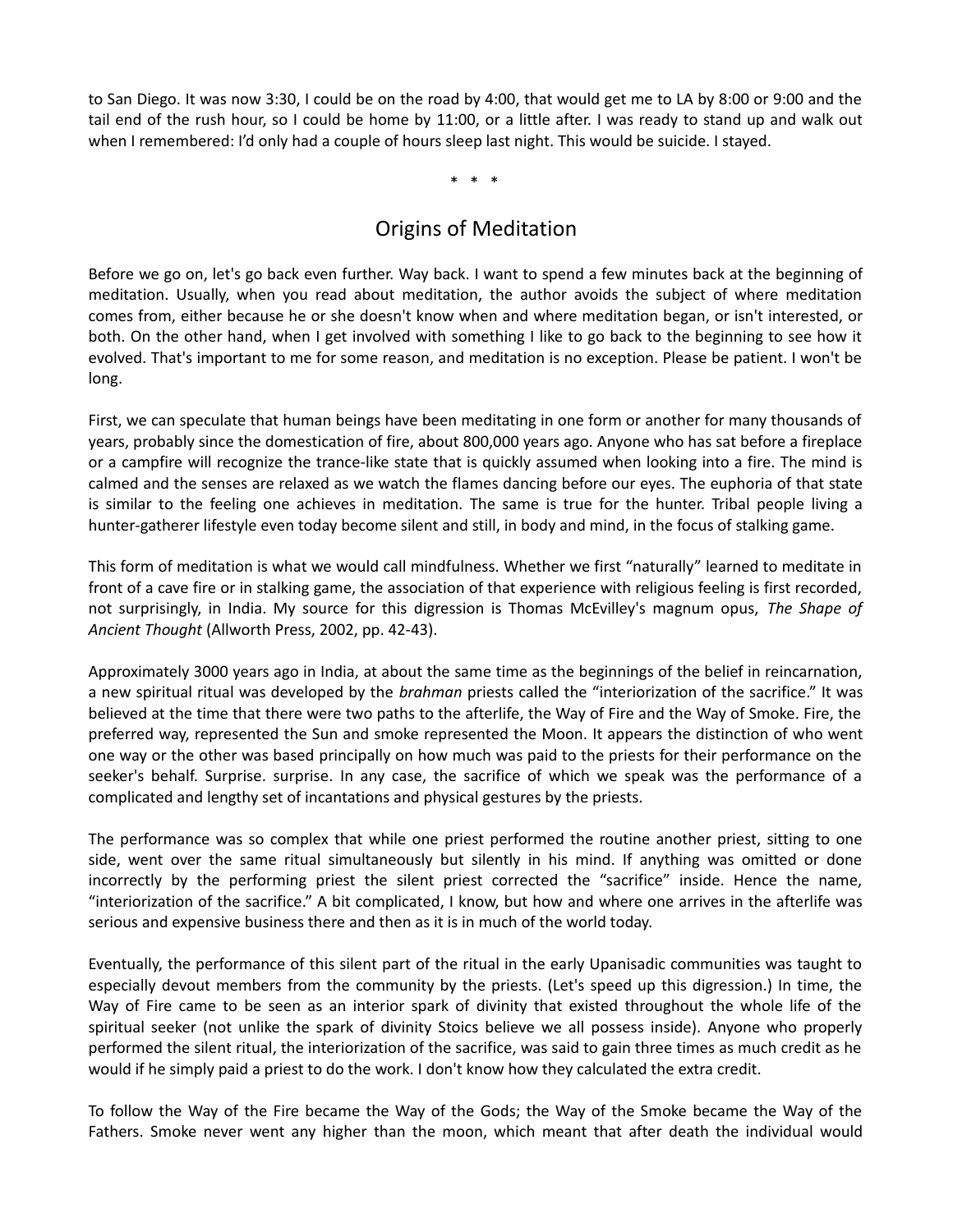to San Diego. It was now 3:30, I could be on the road by 4:00, that would get me to LA by 8:00 or 9:00 and the tail end of the rush hour, so I could be home by 11:00, or a little after. I was ready to stand up and walk out when I remembered: I'd only had a couple of hours sleep last night. This would be suicide. I stayed.

\* \* \*

## Origins of Meditation

Before we go on, let's go back even further. Way back. I want to spend a few minutes back at the beginning of meditation. Usually, when you read about meditation, the author avoids the subject of where meditation comes from, either because he or she doesn't know when and where meditation began, or isn't interested, or both. On the other hand, when I get involved with something I like to go back to the beginning to see how it evolved. That's important to me for some reason, and meditation is no exception. Please be patient. I won't be long.

First, we can speculate that human beings have been meditating in one form or another for many thousands of years, probably since the domestication of fire, about 800,000 years ago. Anyone who has sat before a fireplace or a campfire will recognize the trance-like state that is quickly assumed when looking into a fire. The mind is calmed and the senses are relaxed as we watch the flames dancing before our eyes. The euphoria of that state is similar to the feeling one achieves in meditation. The same is true for the hunter. Tribal people living a hunter-gatherer lifestyle even today become silent and still, in body and mind, in the focus of stalking game.

This form of meditation is what we would call mindfulness. Whether we first "naturally" learned to meditate in front of a cave fire or in stalking game, the association of that experience with religious feeling is first recorded, not surprisingly, in India. My source for this digression is Thomas McEvilley's magnum opus, *The Shape of Ancient Thought* (Allworth Press, 2002, pp. 42-43).

Approximately 3000 years ago in India, at about the same time as the beginnings of the belief in reincarnation, a new spiritual ritual was developed by the *brahman* priests called the "interiorization of the sacrifice." It was believed at the time that there were two paths to the afterlife, the Way of Fire and the Way of Smoke. Fire, the preferred way, represented the Sun and smoke represented the Moon. It appears the distinction of who went one way or the other was based principally on how much was paid to the priests for their performance on the seeker's behalf. Surprise. surprise. In any case, the sacrifice of which we speak was the performance of a complicated and lengthy set of incantations and physical gestures by the priests.

The performance was so complex that while one priest performed the routine another priest, sitting to one side, went over the same ritual simultaneously but silently in his mind. If anything was omitted or done incorrectly by the performing priest the silent priest corrected the "sacrifice" inside. Hence the name, "interiorization of the sacrifice." A bit complicated, I know, but how and where one arrives in the afterlife was serious and expensive business there and then as it is in much of the world today.

Eventually, the performance of this silent part of the ritual in the early Upanisadic communities was taught to especially devout members from the community by the priests. (Let's speed up this digression.) In time, the Way of Fire came to be seen as an interior spark of divinity that existed throughout the whole life of the spiritual seeker (not unlike the spark of divinity Stoics believe we all possess inside). Anyone who properly performed the silent ritual, the interiorization of the sacrifice, was said to gain three times as much credit as he would if he simply paid a priest to do the work. I don't know how they calculated the extra credit.

To follow the Way of the Fire became the Way of the Gods; the Way of the Smoke became the Way of the Fathers. Smoke never went any higher than the moon, which meant that after death the individual would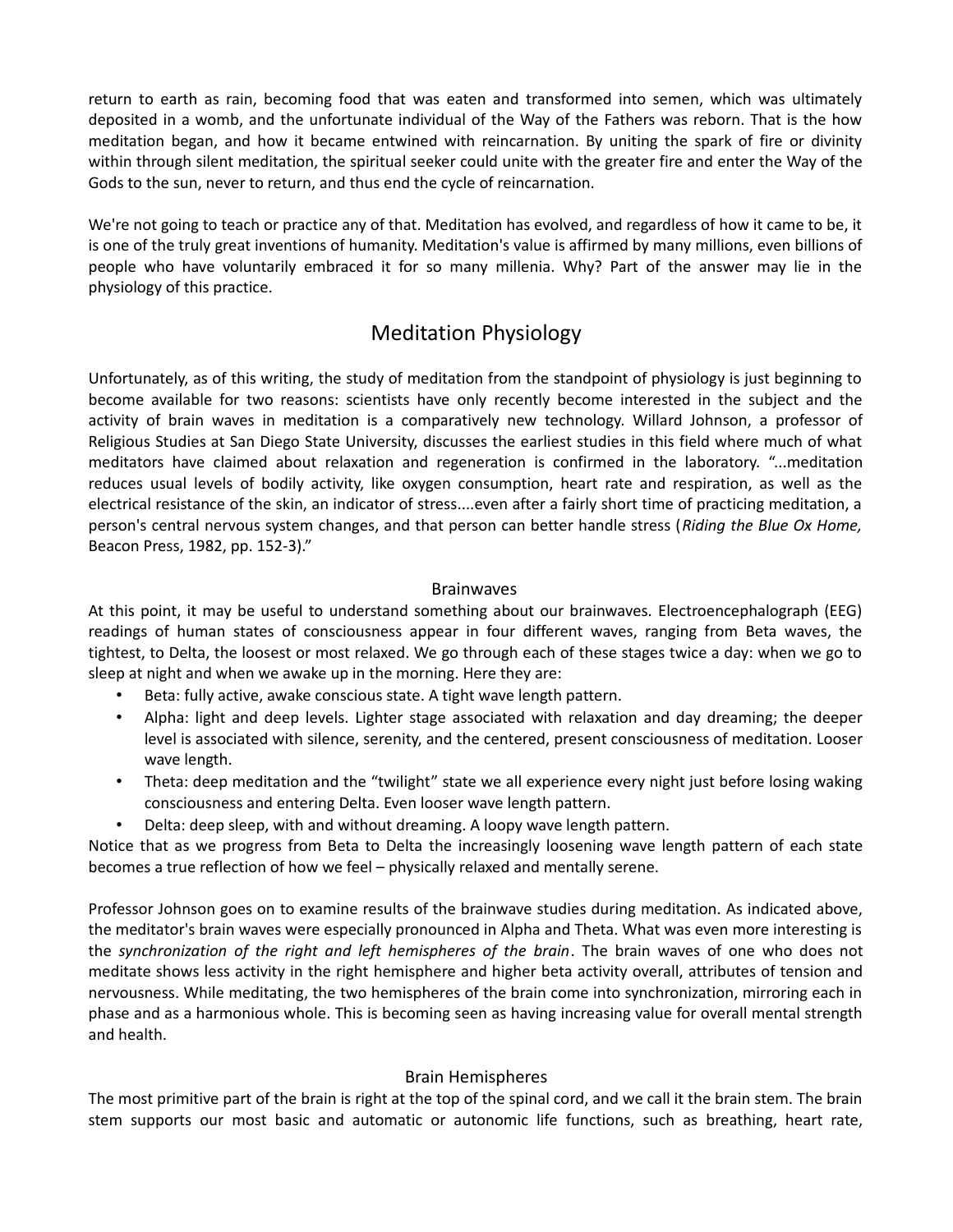return to earth as rain, becoming food that was eaten and transformed into semen, which was ultimately deposited in a womb, and the unfortunate individual of the Way of the Fathers was reborn. That is the how meditation began, and how it became entwined with reincarnation. By uniting the spark of fire or divinity within through silent meditation, the spiritual seeker could unite with the greater fire and enter the Way of the Gods to the sun, never to return, and thus end the cycle of reincarnation.

We're not going to teach or practice any of that. Meditation has evolved, and regardless of how it came to be, it is one of the truly great inventions of humanity. Meditation's value is affirmed by many millions, even billions of people who have voluntarily embraced it for so many millenia. Why? Part of the answer may lie in the physiology of this practice.

## Meditation Physiology

Unfortunately, as of this writing, the study of meditation from the standpoint of physiology is just beginning to become available for two reasons: scientists have only recently become interested in the subject and the activity of brain waves in meditation is a comparatively new technology. Willard Johnson, a professor of Religious Studies at San Diego State University, discusses the earliest studies in this field where much of what meditators have claimed about relaxation and regeneration is confirmed in the laboratory. "...meditation reduces usual levels of bodily activity, like oxygen consumption, heart rate and respiration, as well as the electrical resistance of the skin, an indicator of stress....even after a fairly short time of practicing meditation, a person's central nervous system changes, and that person can better handle stress (*Riding the Blue Ox Home,* Beacon Press, 1982, pp. 152-3)."

### Brainwaves

At this point, it may be useful to understand something about our brainwaves. Electroencephalograph (EEG) readings of human states of consciousness appear in four different waves, ranging from Beta waves, the tightest, to Delta, the loosest or most relaxed. We go through each of these stages twice a day: when we go to sleep at night and when we awake up in the morning. Here they are:

- Beta: fully active, awake conscious state. A tight wave length pattern.
- Alpha: light and deep levels. Lighter stage associated with relaxation and day dreaming; the deeper level is associated with silence, serenity, and the centered, present consciousness of meditation. Looser wave length.
- Theta: deep meditation and the "twilight" state we all experience every night just before losing waking consciousness and entering Delta. Even looser wave length pattern.
- Delta: deep sleep, with and without dreaming. A loopy wave length pattern.

Notice that as we progress from Beta to Delta the increasingly loosening wave length pattern of each state becomes a true reflection of how we feel – physically relaxed and mentally serene.

Professor Johnson goes on to examine results of the brainwave studies during meditation. As indicated above, the meditator's brain waves were especially pronounced in Alpha and Theta. What was even more interesting is the *synchronization of the right and left hemispheres of the brain*. The brain waves of one who does not meditate shows less activity in the right hemisphere and higher beta activity overall, attributes of tension and nervousness. While meditating, the two hemispheres of the brain come into synchronization, mirroring each in phase and as a harmonious whole. This is becoming seen as having increasing value for overall mental strength and health.

### Brain Hemispheres

The most primitive part of the brain is right at the top of the spinal cord, and we call it the brain stem. The brain stem supports our most basic and automatic or autonomic life functions, such as breathing, heart rate,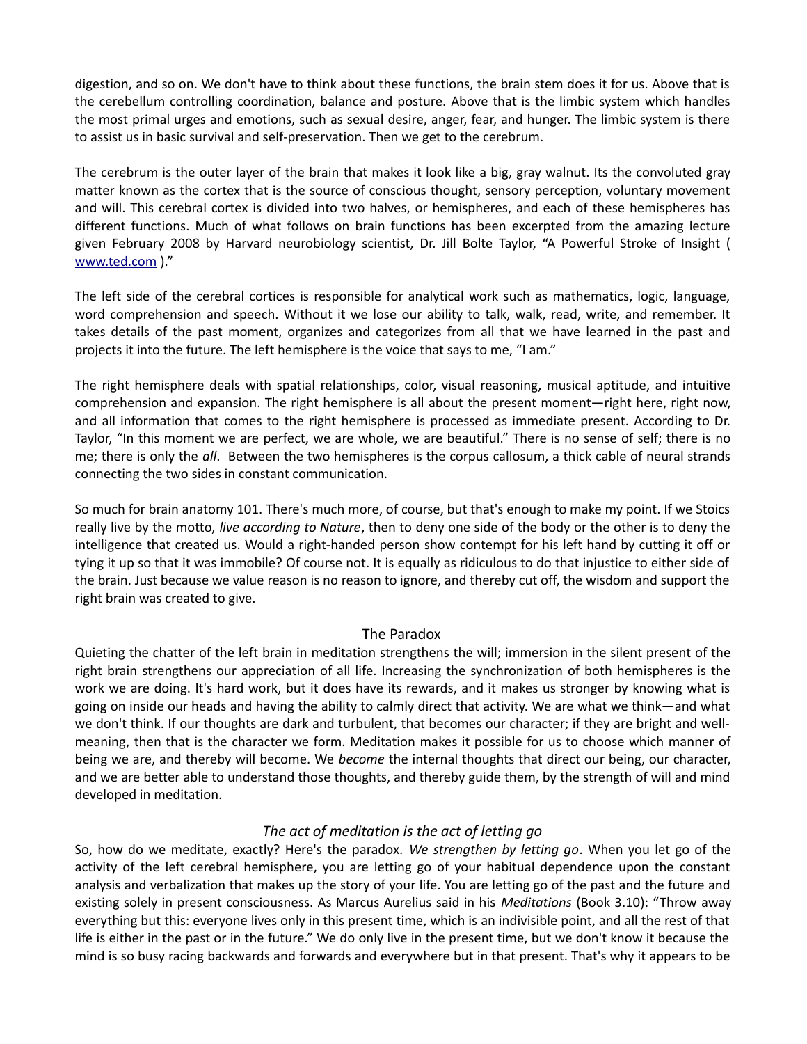digestion, and so on. We don't have to think about these functions, the brain stem does it for us. Above that is the cerebellum controlling coordination, balance and posture. Above that is the limbic system which handles the most primal urges and emotions, such as sexual desire, anger, fear, and hunger. The limbic system is there to assist us in basic survival and self-preservation. Then we get to the cerebrum.

The cerebrum is the outer layer of the brain that makes it look like a big, gray walnut. Its the convoluted gray matter known as the cortex that is the source of conscious thought, sensory perception, voluntary movement and will. This cerebral cortex is divided into two halves, or hemispheres, and each of these hemispheres has different functions. Much of what follows on brain functions has been excerpted from the amazing lecture given February 2008 by Harvard neurobiology scientist, Dr. Jill Bolte Taylor, "A Powerful Stroke of Insight ( www.ted.com )."

The left side of the cerebral cortices is responsible for analytical work such as mathematics, logic, language, word comprehension and speech. Without it we lose our ability to talk, walk, read, write, and remember. It takes details of the past moment, organizes and categorizes from all that we have learned in the past and projects it into the future. The left hemisphere is the voice that says to me, "I am."

The right hemisphere deals with spatial relationships, color, visual reasoning, musical aptitude, and intuitive comprehension and expansion. The right hemisphere is all about the present moment—right here, right now, and all information that comes to the right hemisphere is processed as immediate present. According to Dr. Taylor, "In this moment we are perfect, we are whole, we are beautiful." There is no sense of self; there is no me; there is only the *all*. Between the two hemispheres is the corpus callosum, a thick cable of neural strands connecting the two sides in constant communication.

So much for brain anatomy 101. There's much more, of course, but that's enough to make my point. If we Stoics really live by the motto, *live according to Nature*, then to deny one side of the body or the other is to deny the intelligence that created us. Would a right-handed person show contempt for his left hand by cutting it off or tying it up so that it was immobile? Of course not. It is equally as ridiculous to do that injustice to either side of the brain. Just because we value reason is no reason to ignore, and thereby cut off, the wisdom and support the right brain was created to give.

## The Paradox

Quieting the chatter of the left brain in meditation strengthens the will; immersion in the silent present of the right brain strengthens our appreciation of all life. Increasing the synchronization of both hemispheres is the work we are doing. It's hard work, but it does have its rewards, and it makes us stronger by knowing what is going on inside our heads and having the ability to calmly direct that activity. We are what we think—and what we don't think. If our thoughts are dark and turbulent, that becomes our character; if they are bright and well-meaning, then that is the character we form. Meditation makes it possible for us to choose which manner of being we are, and thereby will become. We *become* the internal thoughts that direct our being, our character, and we are better able to understand those thoughts, and thereby guide them, by the strength of will and mind developed in meditation.

### *The act of meditation is the act of letting go*

So, how do we meditate, exactly? Here's the paradox. *We strengthen by letting go*. When you let go of the activity of the left cerebral hemisphere, you are letting go of your habitual dependence upon the constant analysis and verbalization that makes up the story of your life. You are letting go of the past and the future and existing solely in present consciousness. As Marcus Aurelius said in his *Meditations* (Book 3.10): "Throw away everything but this: everyone lives only in this present time, which is an indivisible point, and all the rest of that life is either in the past or in the future." We do only live in the present time, but we don't know it because the mind is so busy racing backwards and forwards and everywhere but in that present. That's why it appears to be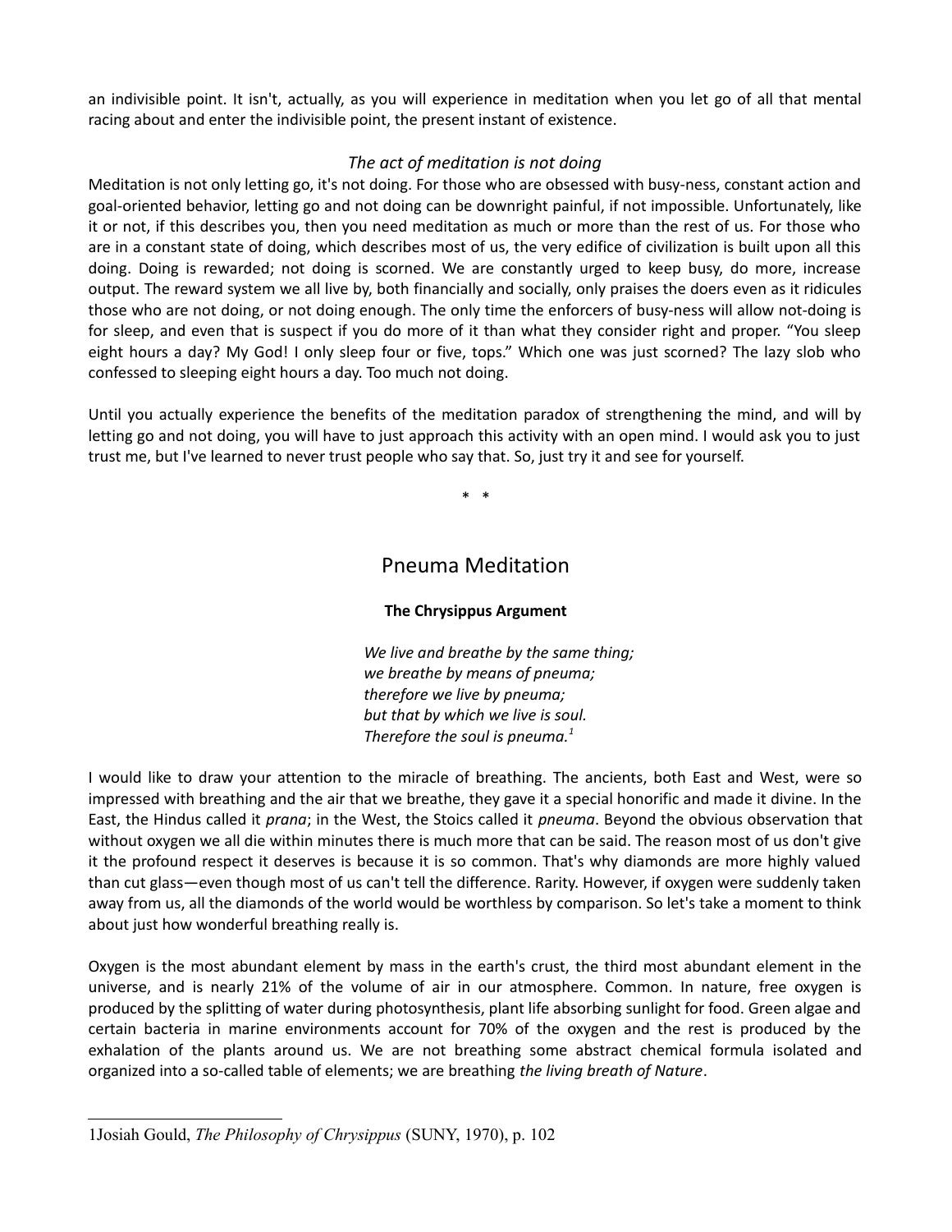an indivisible point. It isn't, actually, as you will experience in meditation when you let go of all that mental racing about and enter the indivisible point, the present instant of existence.

### *The act of meditation is not doing*

Meditation is not only letting go, it's not doing. For those who are obsessed with busy-ness, constant action and goal-oriented behavior, letting go and not doing can be downright painful, if not impossible. Unfortunately, like it or not, if this describes you, then you need meditation as much or more than the rest of us. For those who are in a constant state of doing, which describes most of us, the very edifice of civilization is built upon all this doing. Doing is rewarded; not doing is scorned. We are constantly urged to keep busy, do more, increase output. The reward system we all live by, both financially and socially, only praises the doers even as it ridicules those who are not doing, or not doing enough. The only time the enforcers of busy-ness will allow not-doing is for sleep, and even that is suspect if you do more of it than what they consider right and proper. "You sleep eight hours a day? My God! I only sleep four or five, tops." Which one was just scorned? The lazy slob who confessed to sleeping eight hours a day. Too much not doing.

Until you actually experience the benefits of the meditation paradox of strengthening the mind, and will by letting go and not doing, you will have to just approach this activity with an open mind. I would ask you to just trust me, but I've learned to never trust people who say that. So, just try it and see for yourself.

\* \*

## Pneuma Meditation

**The Chrysippus Argument**

> *We live and breathe by the same thing;*
> *we breathe by means of pneuma;*
> *therefore we live by pneuma;*
> *but that by which we live is soul.*
> *Therefore the soul is pneuma.*[1]

I would like to draw your attention to the miracle of breathing. The ancients, both East and West, were so impressed with breathing and the air that we breathe, they gave it a special honorific and made it divine. In the East, the Hindus called it *prana*; in the West, the Stoics called it *pneuma*. Beyond the obvious observation that without oxygen we all die within minutes there is much more that can be said. The reason most of us don't give it the profound respect it deserves is because it is so common. That's why diamonds are more highly valued than cut glass—even though most of us can't tell the difference. Rarity. However, if oxygen were suddenly taken away from us, all the diamonds of the world would be worthless by comparison. So let's take a moment to think about just how wonderful breathing really is.

Oxygen is the most abundant element by mass in the earth's crust, the third most abundant element in the universe, and is nearly 21% of the volume of air in our atmosphere. Common. In nature, free oxygen is produced by the splitting of water during photosynthesis, plant life absorbing sunlight for food. Green algae and certain bacteria in marine environments account for 70% of the oxygen and the rest is produced by the exhalation of the plants around us. We are not breathing some abstract chemical formula isolated and organized into a so-called table of elements; we are breathing *the living breath of Nature*.

---

[1] Josiah Gould, *The Philosophy of Chrysippus* (SUNY, 1970), p. 102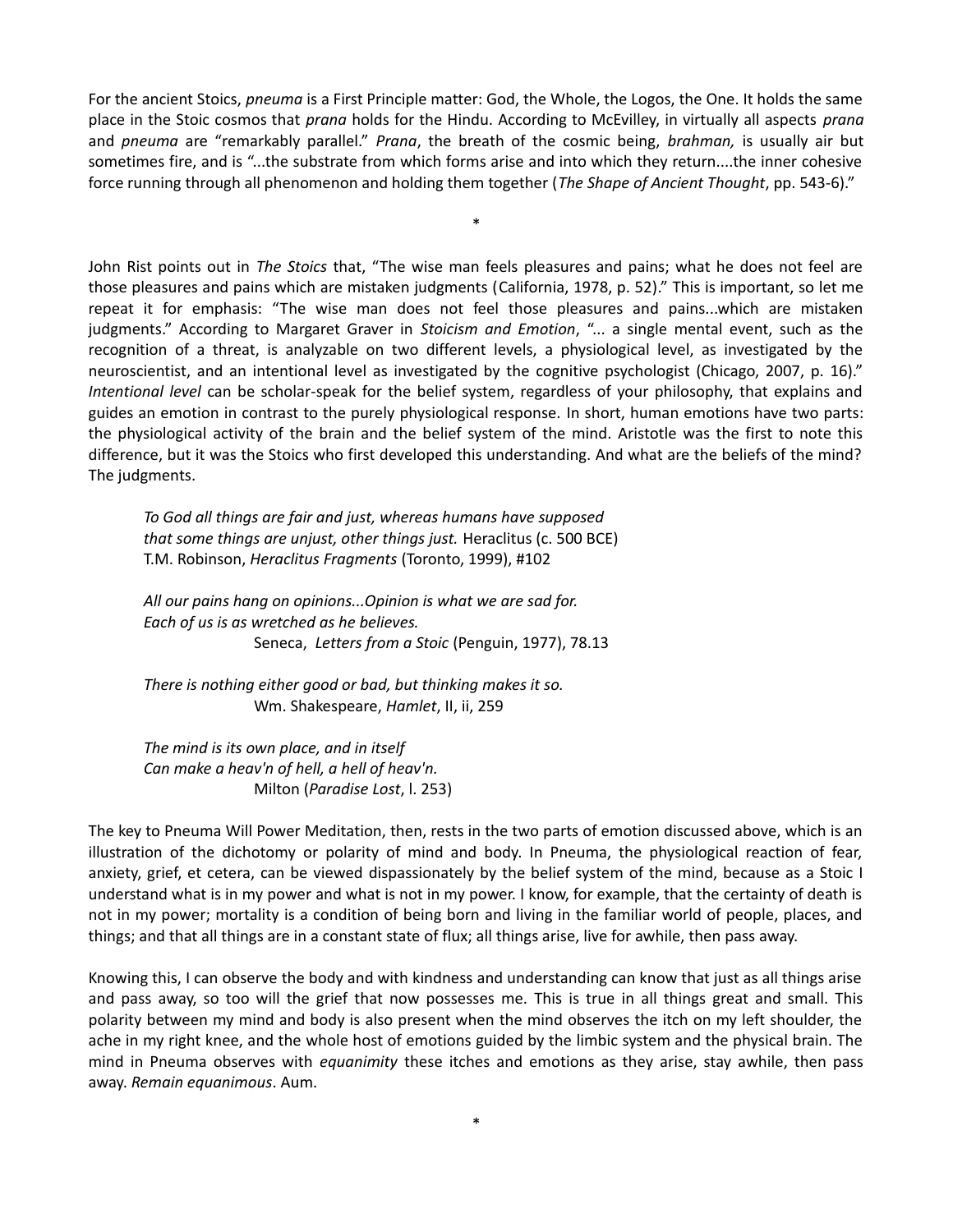For the ancient Stoics, *pneuma* is a First Principle matter: God, the Whole, the Logos, the One. It holds the same place in the Stoic cosmos that *prana* holds for the Hindu. According to McEvilley, in virtually all aspects *prana* and *pneuma* are "remarkably parallel." *Prana*, the breath of the cosmic being, *brahman,* is usually air but sometimes fire, and is "...the substrate from which forms arise and into which they return....the inner cohesive force running through all phenomenon and holding them together (*The Shape of Ancient Thought*, pp. 543-6)."

*

John Rist points out in *The Stoics* that, "The wise man feels pleasures and pains; what he does not feel are those pleasures and pains which are mistaken judgments (California, 1978, p. 52)." This is important, so let me repeat it for emphasis: "The wise man does not feel those pleasures and pains...which are mistaken judgments." According to Margaret Graver in *Stoicism and Emotion*, "... a single mental event, such as the recognition of a threat, is analyzable on two different levels, a physiological level, as investigated by the neuroscientist, and an intentional level as investigated by the cognitive psychologist (Chicago, 2007, p. 16)." *Intentional level* can be scholar-speak for the belief system, regardless of your philosophy, that explains and guides an emotion in contrast to the purely physiological response. In short, human emotions have two parts: the physiological activity of the brain and the belief system of the mind. Aristotle was the first to note this difference, but it was the Stoics who first developed this understanding. And what are the beliefs of the mind? The judgments.

> *To God all things are fair and just, whereas humans have supposed that some things are unjust, other things just.* Heraclitus (c. 500 BCE)
> T.M. Robinson, *Heraclitus Fragments* (Toronto, 1999), #102
>
> *All our pains hang on opinions...Opinion is what we are sad for.*
> *Each of us is as wretched as he believes.*
> Seneca, *Letters from a Stoic* (Penguin, 1977), 78.13
>
> *There is nothing either good or bad, but thinking makes it so.*
> Wm. Shakespeare, *Hamlet*, II, ii, 259
>
> *The mind is its own place, and in itself*
> *Can make a heav'n of hell, a hell of heav'n.*
> Milton (*Paradise Lost*, l. 253)

The key to Pneuma Will Power Meditation, then, rests in the two parts of emotion discussed above, which is an illustration of the dichotomy or polarity of mind and body. In Pneuma, the physiological reaction of fear, anxiety, grief, et cetera, can be viewed dispassionately by the belief system of the mind, because as a Stoic I understand what is in my power and what is not in my power. I know, for example, that the certainty of death is not in my power; mortality is a condition of being born and living in the familiar world of people, places, and things; and that all things are in a constant state of flux; all things arise, live for awhile, then pass away.

Knowing this, I can observe the body and with kindness and understanding can know that just as all things arise and pass away, so too will the grief that now possesses me. This is true in all things great and small. This polarity between my mind and body is also present when the mind observes the itch on my left shoulder, the ache in my right knee, and the whole host of emotions guided by the limbic system and the physical brain. The mind in Pneuma observes with *equanimity* these itches and emotions as they arise, stay awhile, then pass away. *Remain equanimous*. Aum.

*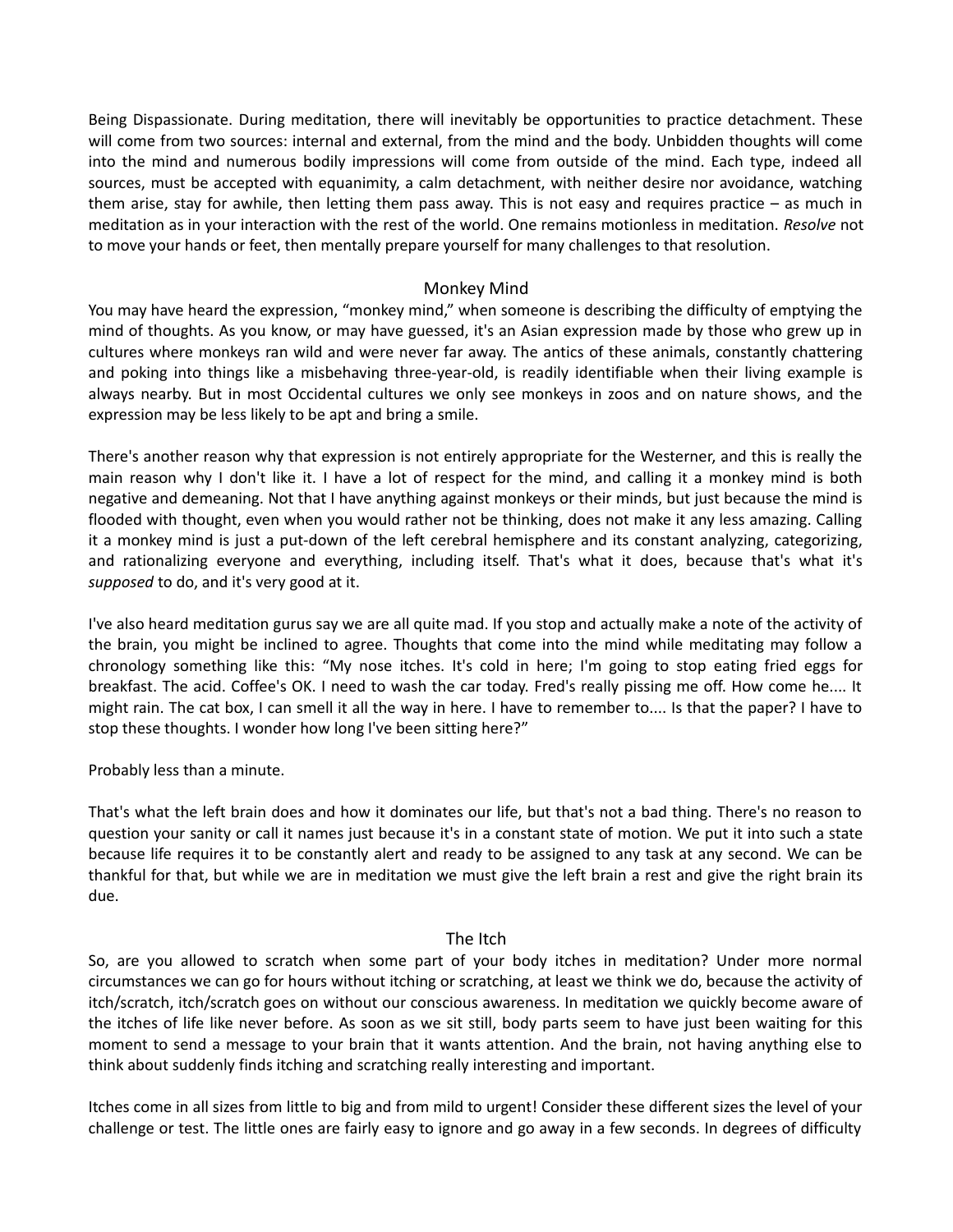Being Dispassionate. During meditation, there will inevitably be opportunities to practice detachment. These will come from two sources: internal and external, from the mind and the body. Unbidden thoughts will come into the mind and numerous bodily impressions will come from outside of the mind. Each type, indeed all sources, must be accepted with equanimity, a calm detachment, with neither desire nor avoidance, watching them arise, stay for awhile, then letting them pass away. This is not easy and requires practice – as much in meditation as in your interaction with the rest of the world. One remains motionless in meditation. *Resolve* not to move your hands or feet, then mentally prepare yourself for many challenges to that resolution.

## Monkey Mind

You may have heard the expression, "monkey mind," when someone is describing the difficulty of emptying the mind of thoughts. As you know, or may have guessed, it's an Asian expression made by those who grew up in cultures where monkeys ran wild and were never far away. The antics of these animals, constantly chattering and poking into things like a misbehaving three-year-old, is readily identifiable when their living example is always nearby. But in most Occidental cultures we only see monkeys in zoos and on nature shows, and the expression may be less likely to be apt and bring a smile.

There's another reason why that expression is not entirely appropriate for the Westerner, and this is really the main reason why I don't like it. I have a lot of respect for the mind, and calling it a monkey mind is both negative and demeaning. Not that I have anything against monkeys or their minds, but just because the mind is flooded with thought, even when you would rather not be thinking, does not make it any less amazing. Calling it a monkey mind is just a put-down of the left cerebral hemisphere and its constant analyzing, categorizing, and rationalizing everyone and everything, including itself. That's what it does, because that's what it's *supposed* to do, and it's very good at it.

I've also heard meditation gurus say we are all quite mad. If you stop and actually make a note of the activity of the brain, you might be inclined to agree. Thoughts that come into the mind while meditating may follow a chronology something like this: "My nose itches. It's cold in here; I'm going to stop eating fried eggs for breakfast. The acid. Coffee's OK. I need to wash the car today. Fred's really pissing me off. How come he.... It might rain. The cat box, I can smell it all the way in here. I have to remember to.... Is that the paper? I have to stop these thoughts. I wonder how long I've been sitting here?"

Probably less than a minute.

That's what the left brain does and how it dominates our life, but that's not a bad thing. There's no reason to question your sanity or call it names just because it's in a constant state of motion. We put it into such a state because life requires it to be constantly alert and ready to be assigned to any task at any second. We can be thankful for that, but while we are in meditation we must give the left brain a rest and give the right brain its due.

## The Itch

So, are you allowed to scratch when some part of your body itches in meditation? Under more normal circumstances we can go for hours without itching or scratching, at least we think we do, because the activity of itch/scratch, itch/scratch goes on without our conscious awareness. In meditation we quickly become aware of the itches of life like never before. As soon as we sit still, body parts seem to have just been waiting for this moment to send a message to your brain that it wants attention. And the brain, not having anything else to think about suddenly finds itching and scratching really interesting and important.

Itches come in all sizes from little to big and from mild to urgent! Consider these different sizes the level of your challenge or test. The little ones are fairly easy to ignore and go away in a few seconds. In degrees of difficulty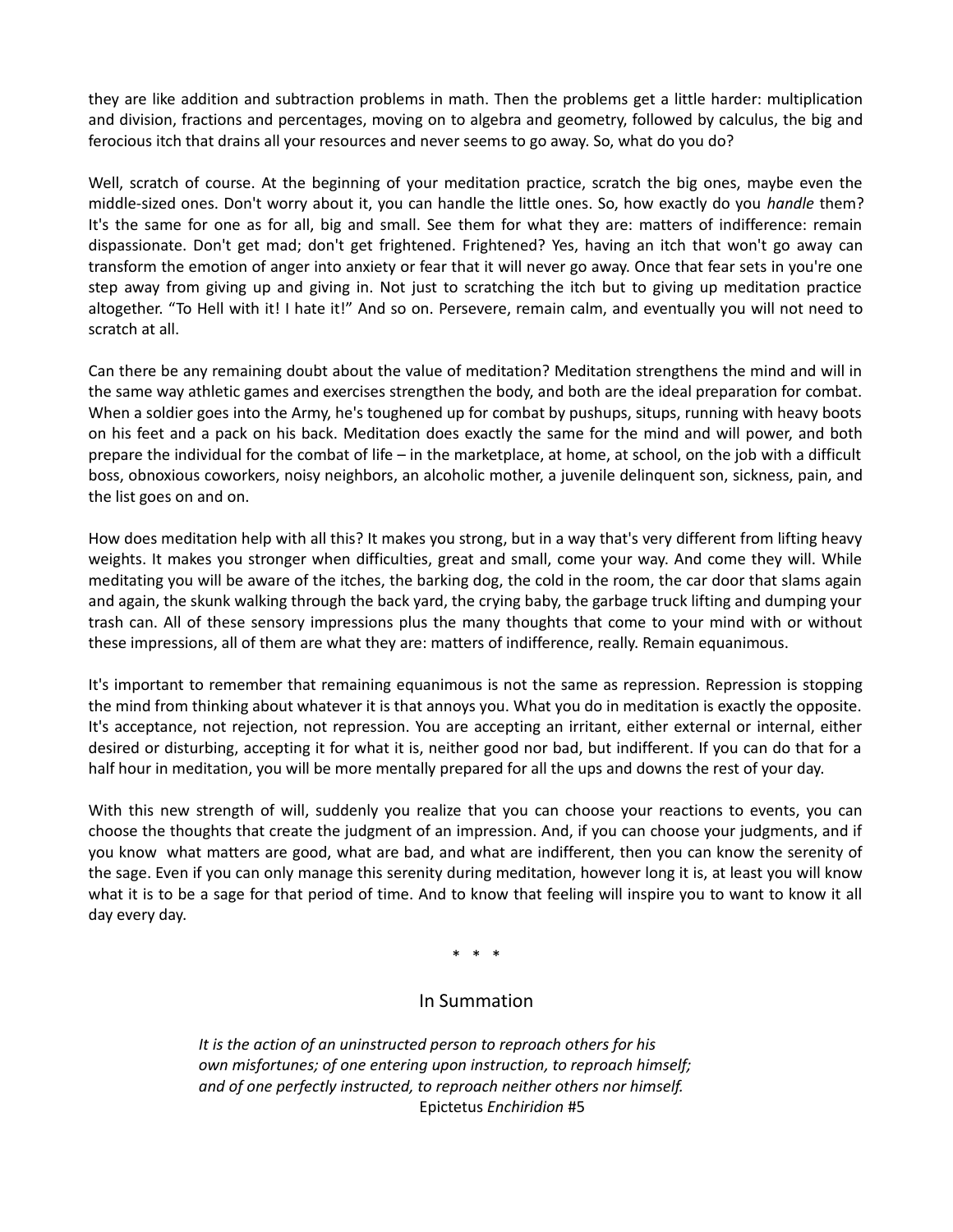they are like addition and subtraction problems in math. Then the problems get a little harder: multiplication and division, fractions and percentages, moving on to algebra and geometry, followed by calculus, the big and ferocious itch that drains all your resources and never seems to go away. So, what do you do?

Well, scratch of course. At the beginning of your meditation practice, scratch the big ones, maybe even the middle-sized ones. Don't worry about it, you can handle the little ones. So, how exactly do you *handle* them? It's the same for one as for all, big and small. See them for what they are: matters of indifference: remain dispassionate. Don't get mad; don't get frightened. Frightened? Yes, having an itch that won't go away can transform the emotion of anger into anxiety or fear that it will never go away. Once that fear sets in you're one step away from giving up and giving in. Not just to scratching the itch but to giving up meditation practice altogether. "To Hell with it! I hate it!" And so on. Persevere, remain calm, and eventually you will not need to scratch at all.

Can there be any remaining doubt about the value of meditation? Meditation strengthens the mind and will in the same way athletic games and exercises strengthen the body, and both are the ideal preparation for combat. When a soldier goes into the Army, he's toughened up for combat by pushups, situps, running with heavy boots on his feet and a pack on his back. Meditation does exactly the same for the mind and will power, and both prepare the individual for the combat of life – in the marketplace, at home, at school, on the job with a difficult boss, obnoxious coworkers, noisy neighbors, an alcoholic mother, a juvenile delinquent son, sickness, pain, and the list goes on and on.

How does meditation help with all this? It makes you strong, but in a way that's very different from lifting heavy weights. It makes you stronger when difficulties, great and small, come your way. And come they will. While meditating you will be aware of the itches, the barking dog, the cold in the room, the car door that slams again and again, the skunk walking through the back yard, the crying baby, the garbage truck lifting and dumping your trash can. All of these sensory impressions plus the many thoughts that come to your mind with or without these impressions, all of them are what they are: matters of indifference, really. Remain equanimous.

It's important to remember that remaining equanimous is not the same as repression. Repression is stopping the mind from thinking about whatever it is that annoys you. What you do in meditation is exactly the opposite. It's acceptance, not rejection, not repression. You are accepting an irritant, either external or internal, either desired or disturbing, accepting it for what it is, neither good nor bad, but indifferent. If you can do that for a half hour in meditation, you will be more mentally prepared for all the ups and downs the rest of your day.

With this new strength of will, suddenly you realize that you can choose your reactions to events, you can choose the thoughts that create the judgment of an impression. And, if you can choose your judgments, and if you know what matters are good, what are bad, and what are indifferent, then you can know the serenity of the sage. Even if you can only manage this serenity during meditation, however long it is, at least you will know what it is to be a sage for that period of time. And to know that feeling will inspire you to want to know it all day every day.

\* \* \*

## In Summation

> *It is the action of an uninstructed person to reproach others for his own misfortunes; of one entering upon instruction, to reproach himself; and of one perfectly instructed, to reproach neither others nor himself.*
>
> Epictetus *Enchiridion* #5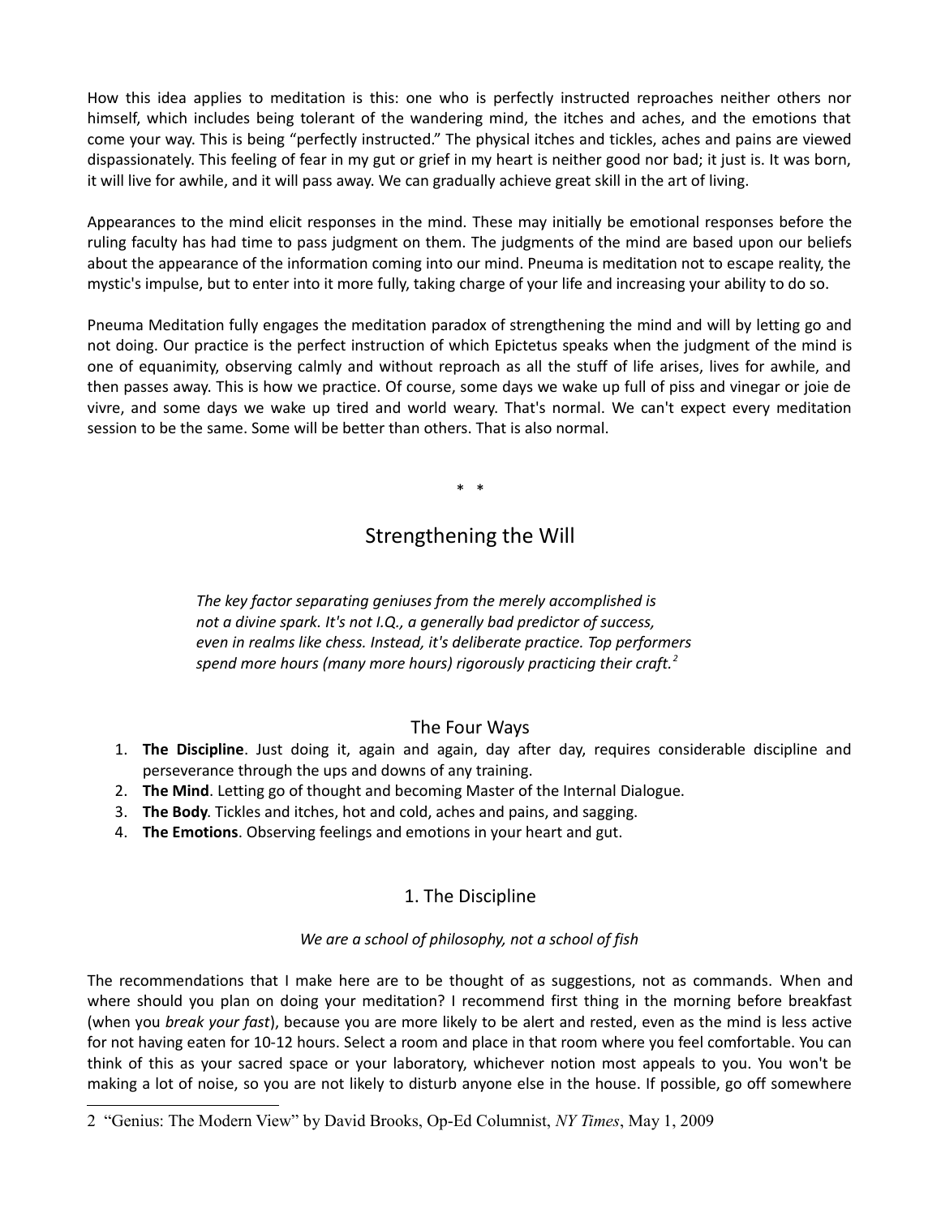How this idea applies to meditation is this: one who is perfectly instructed reproaches neither others nor himself, which includes being tolerant of the wandering mind, the itches and aches, and the emotions that come your way. This is being "perfectly instructed." The physical itches and tickles, aches and pains are viewed dispassionately. This feeling of fear in my gut or grief in my heart is neither good nor bad; it just is. It was born, it will live for awhile, and it will pass away. We can gradually achieve great skill in the art of living.

Appearances to the mind elicit responses in the mind. These may initially be emotional responses before the ruling faculty has had time to pass judgment on them. The judgments of the mind are based upon our beliefs about the appearance of the information coming into our mind. Pneuma is meditation not to escape reality, the mystic's impulse, but to enter into it more fully, taking charge of your life and increasing your ability to do so.

Pneuma Meditation fully engages the meditation paradox of strengthening the mind and will by letting go and not doing. Our practice is the perfect instruction of which Epictetus speaks when the judgment of the mind is one of equanimity, observing calmly and without reproach as all the stuff of life arises, lives for awhile, and then passes away. This is how we practice. Of course, some days we wake up full of piss and vinegar or joie de vivre, and some days we wake up tired and world weary. That's normal. We can't expect every meditation session to be the same. Some will be better than others. That is also normal.

\* \*

## Strengthening the Will

> *The key factor separating geniuses from the merely accomplished is not a divine spark. It's not I.Q., a generally bad predictor of success, even in realms like chess. Instead, it's deliberate practice. Top performers spend more hours (many more hours) rigorously practicing their craft.*[2]

### The Four Ways

1. **The Discipline**. Just doing it, again and again, day after day, requires considerable discipline and perseverance through the ups and downs of any training.
2. **The Mind**. Letting go of thought and becoming Master of the Internal Dialogue.
3. **The Body**. Tickles and itches, hot and cold, aches and pains, and sagging.
4. **The Emotions**. Observing feelings and emotions in your heart and gut.

### 1. The Discipline

*We are a school of philosophy, not a school of fish*

The recommendations that I make here are to be thought of as suggestions, not as commands. When and where should you plan on doing your meditation? I recommend first thing in the morning before breakfast (when you *break your fast*), because you are more likely to be alert and rested, even as the mind is less active for not having eaten for 10-12 hours. Select a room and place in that room where you feel comfortable. You can think of this as your sacred space or your laboratory, whichever notion most appeals to you. You won't be making a lot of noise, so you are not likely to disturb anyone else in the house. If possible, go off somewhere

---

2 "Genius: The Modern View" by David Brooks, Op-Ed Columnist, *NY Times*, May 1, 2009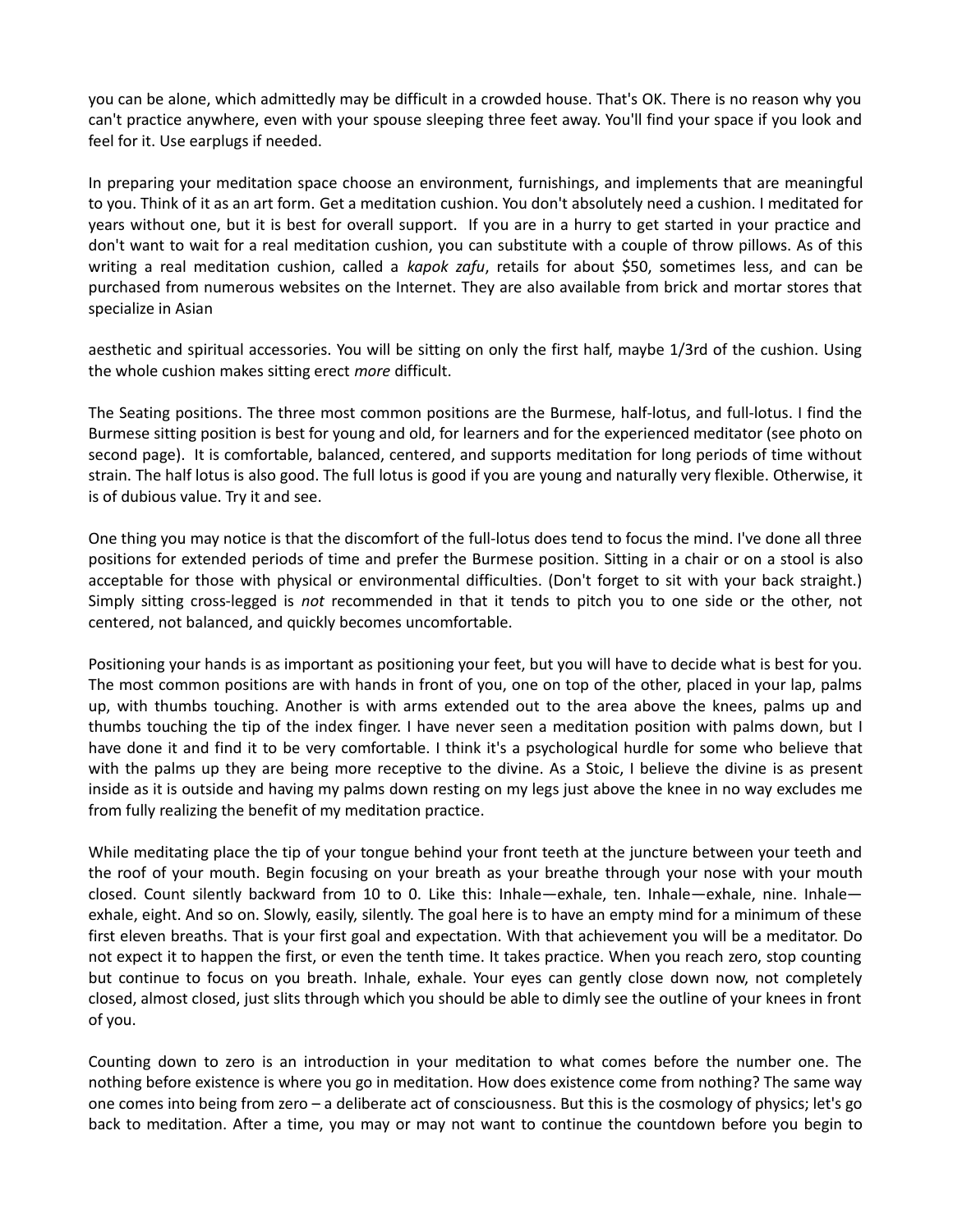you can be alone, which admittedly may be difficult in a crowded house. That's OK. There is no reason why you can't practice anywhere, even with your spouse sleeping three feet away. You'll find your space if you look and feel for it. Use earplugs if needed.

In preparing your meditation space choose an environment, furnishings, and implements that are meaningful to you. Think of it as an art form. Get a meditation cushion. You don't absolutely need a cushion. I meditated for years without one, but it is best for overall support. If you are in a hurry to get started in your practice and don't want to wait for a real meditation cushion, you can substitute with a couple of throw pillows. As of this writing a real meditation cushion, called a *kapok zafu*, retails for about $50, sometimes less, and can be purchased from numerous websites on the Internet. They are also available from brick and mortar stores that specialize in Asian

aesthetic and spiritual accessories. You will be sitting on only the first half, maybe 1/3rd of the cushion. Using the whole cushion makes sitting erect *more* difficult.

The Seating positions. The three most common positions are the Burmese, half-lotus, and full-lotus. I find the Burmese sitting position is best for young and old, for learners and for the experienced meditator (see photo on second page). It is comfortable, balanced, centered, and supports meditation for long periods of time without strain. The half lotus is also good. The full lotus is good if you are young and naturally very flexible. Otherwise, it is of dubious value. Try it and see.

One thing you may notice is that the discomfort of the full-lotus does tend to focus the mind. I've done all three positions for extended periods of time and prefer the Burmese position. Sitting in a chair or on a stool is also acceptable for those with physical or environmental difficulties. (Don't forget to sit with your back straight.) Simply sitting cross-legged is *not* recommended in that it tends to pitch you to one side or the other, not centered, not balanced, and quickly becomes uncomfortable.

Positioning your hands is as important as positioning your feet, but you will have to decide what is best for you. The most common positions are with hands in front of you, one on top of the other, placed in your lap, palms up, with thumbs touching. Another is with arms extended out to the area above the knees, palms up and thumbs touching the tip of the index finger. I have never seen a meditation position with palms down, but I have done it and find it to be very comfortable. I think it's a psychological hurdle for some who believe that with the palms up they are being more receptive to the divine. As a Stoic, I believe the divine is as present inside as it is outside and having my palms down resting on my legs just above the knee in no way excludes me from fully realizing the benefit of my meditation practice.

While meditating place the tip of your tongue behind your front teeth at the juncture between your teeth and the roof of your mouth. Begin focusing on your breath as your breathe through your nose with your mouth closed. Count silently backward from 10 to 0. Like this: Inhale—exhale, ten. Inhale—exhale, nine. Inhale—exhale, eight. And so on. Slowly, easily, silently. The goal here is to have an empty mind for a minimum of these first eleven breaths. That is your first goal and expectation. With that achievement you will be a meditator. Do not expect it to happen the first, or even the tenth time. It takes practice. When you reach zero, stop counting but continue to focus on you breath. Inhale, exhale. Your eyes can gently close down now, not completely closed, almost closed, just slits through which you should be able to dimly see the outline of your knees in front of you.

Counting down to zero is an introduction in your meditation to what comes before the number one. The nothing before existence is where you go in meditation. How does existence come from nothing? The same way one comes into being from zero – a deliberate act of consciousness. But this is the cosmology of physics; let's go back to meditation. After a time, you may or may not want to continue the countdown before you begin to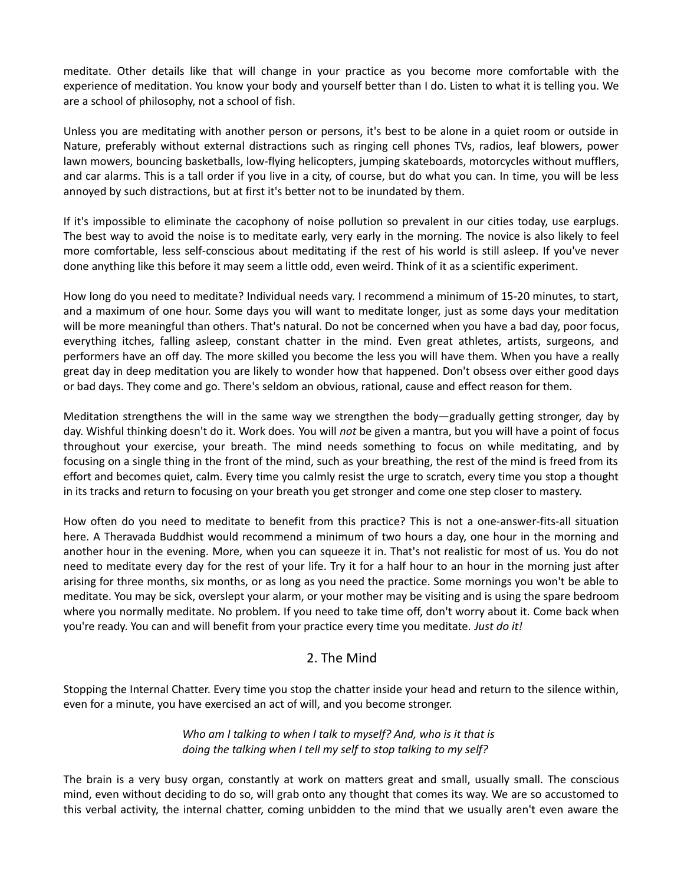meditate. Other details like that will change in your practice as you become more comfortable with the experience of meditation. You know your body and yourself better than I do. Listen to what it is telling you. We are a school of philosophy, not a school of fish.

Unless you are meditating with another person or persons, it's best to be alone in a quiet room or outside in Nature, preferably without external distractions such as ringing cell phones TVs, radios, leaf blowers, power lawn mowers, bouncing basketballs, low-flying helicopters, jumping skateboards, motorcycles without mufflers, and car alarms. This is a tall order if you live in a city, of course, but do what you can. In time, you will be less annoyed by such distractions, but at first it's better not to be inundated by them.

If it's impossible to eliminate the cacophony of noise pollution so prevalent in our cities today, use earplugs. The best way to avoid the noise is to meditate early, very early in the morning. The novice is also likely to feel more comfortable, less self-conscious about meditating if the rest of his world is still asleep. If you've never done anything like this before it may seem a little odd, even weird. Think of it as a scientific experiment.

How long do you need to meditate? Individual needs vary. I recommend a minimum of 15-20 minutes, to start, and a maximum of one hour. Some days you will want to meditate longer, just as some days your meditation will be more meaningful than others. That's natural. Do not be concerned when you have a bad day, poor focus, everything itches, falling asleep, constant chatter in the mind. Even great athletes, artists, surgeons, and performers have an off day. The more skilled you become the less you will have them. When you have a really great day in deep meditation you are likely to wonder how that happened. Don't obsess over either good days or bad days. They come and go. There's seldom an obvious, rational, cause and effect reason for them.

Meditation strengthens the will in the same way we strengthen the body—gradually getting stronger, day by day. Wishful thinking doesn't do it. Work does. You will *not* be given a mantra, but you will have a point of focus throughout your exercise, your breath. The mind needs something to focus on while meditating, and by focusing on a single thing in the front of the mind, such as your breathing, the rest of the mind is freed from its effort and becomes quiet, calm. Every time you calmly resist the urge to scratch, every time you stop a thought in its tracks and return to focusing on your breath you get stronger and come one step closer to mastery.

How often do you need to meditate to benefit from this practice? This is not a one-answer-fits-all situation here. A Theravada Buddhist would recommend a minimum of two hours a day, one hour in the morning and another hour in the evening. More, when you can squeeze it in. That's not realistic for most of us. You do not need to meditate every day for the rest of your life. Try it for a half hour to an hour in the morning just after arising for three months, six months, or as long as you need the practice. Some mornings you won't be able to meditate. You may be sick, overslept your alarm, or your mother may be visiting and is using the spare bedroom where you normally meditate. No problem. If you need to take time off, don't worry about it. Come back when you're ready. You can and will benefit from your practice every time you meditate. *Just do it!*

## 2. The Mind

Stopping the Internal Chatter. Every time you stop the chatter inside your head and return to the silence within, even for a minute, you have exercised an act of will, and you become stronger.

> *Who am I talking to when I talk to myself? And, who is it that is doing the talking when I tell my self to stop talking to my self?*

The brain is a very busy organ, constantly at work on matters great and small, usually small. The conscious mind, even without deciding to do so, will grab onto any thought that comes its way. We are so accustomed to this verbal activity, the internal chatter, coming unbidden to the mind that we usually aren't even aware the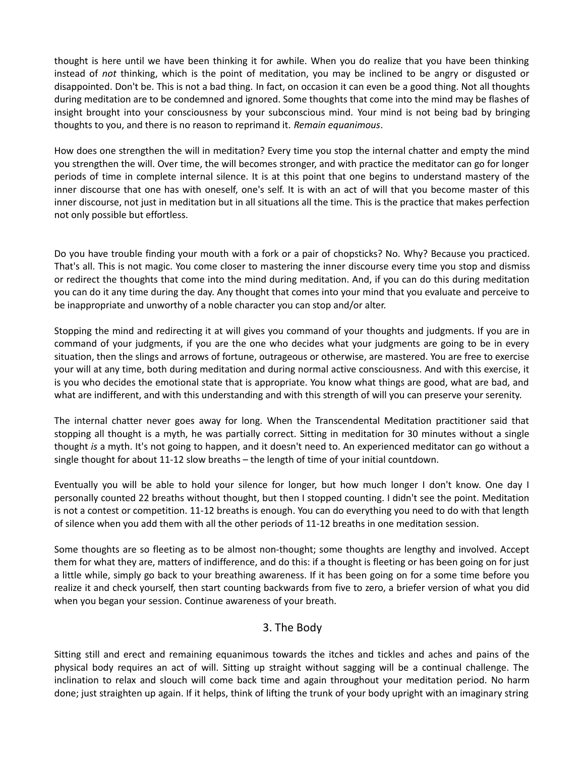thought is here until we have been thinking it for awhile. When you do realize that you have been thinking instead of *not* thinking, which is the point of meditation, you may be inclined to be angry or disgusted or disappointed. Don't be. This is not a bad thing. In fact, on occasion it can even be a good thing. Not all thoughts during meditation are to be condemned and ignored. Some thoughts that come into the mind may be flashes of insight brought into your consciousness by your subconscious mind. Your mind is not being bad by bringing thoughts to you, and there is no reason to reprimand it. *Remain equanimous*.

How does one strengthen the will in meditation? Every time you stop the internal chatter and empty the mind you strengthen the will. Over time, the will becomes stronger, and with practice the meditator can go for longer periods of time in complete internal silence. It is at this point that one begins to understand mastery of the inner discourse that one has with oneself, one's self. It is with an act of will that you become master of this inner discourse, not just in meditation but in all situations all the time. This is the practice that makes perfection not only possible but effortless.

Do you have trouble finding your mouth with a fork or a pair of chopsticks? No. Why? Because you practiced. That's all. This is not magic. You come closer to mastering the inner discourse every time you stop and dismiss or redirect the thoughts that come into the mind during meditation. And, if you can do this during meditation you can do it any time during the day. Any thought that comes into your mind that you evaluate and perceive to be inappropriate and unworthy of a noble character you can stop and/or alter.

Stopping the mind and redirecting it at will gives you command of your thoughts and judgments. If you are in command of your judgments, if you are the one who decides what your judgments are going to be in every situation, then the slings and arrows of fortune, outrageous or otherwise, are mastered. You are free to exercise your will at any time, both during meditation and during normal active consciousness. And with this exercise, it is you who decides the emotional state that is appropriate. You know what things are good, what are bad, and what are indifferent, and with this understanding and with this strength of will you can preserve your serenity.

The internal chatter never goes away for long. When the Transcendental Meditation practitioner said that stopping all thought is a myth, he was partially correct. Sitting in meditation for 30 minutes without a single thought *is* a myth. It's not going to happen, and it doesn't need to. An experienced meditator can go without a single thought for about 11-12 slow breaths – the length of time of your initial countdown.

Eventually you will be able to hold your silence for longer, but how much longer I don't know. One day I personally counted 22 breaths without thought, but then I stopped counting. I didn't see the point. Meditation is not a contest or competition. 11-12 breaths is enough. You can do everything you need to do with that length of silence when you add them with all the other periods of 11-12 breaths in one meditation session.

Some thoughts are so fleeting as to be almost non-thought; some thoughts are lengthy and involved. Accept them for what they are, matters of indifference, and do this: if a thought is fleeting or has been going on for just a little while, simply go back to your breathing awareness. If it has been going on for a some time before you realize it and check yourself, then start counting backwards from five to zero, a briefer version of what you did when you began your session. Continue awareness of your breath.

## 3. The Body

Sitting still and erect and remaining equanimous towards the itches and tickles and aches and pains of the physical body requires an act of will. Sitting up straight without sagging will be a continual challenge. The inclination to relax and slouch will come back time and again throughout your meditation period. No harm done; just straighten up again. If it helps, think of lifting the trunk of your body upright with an imaginary string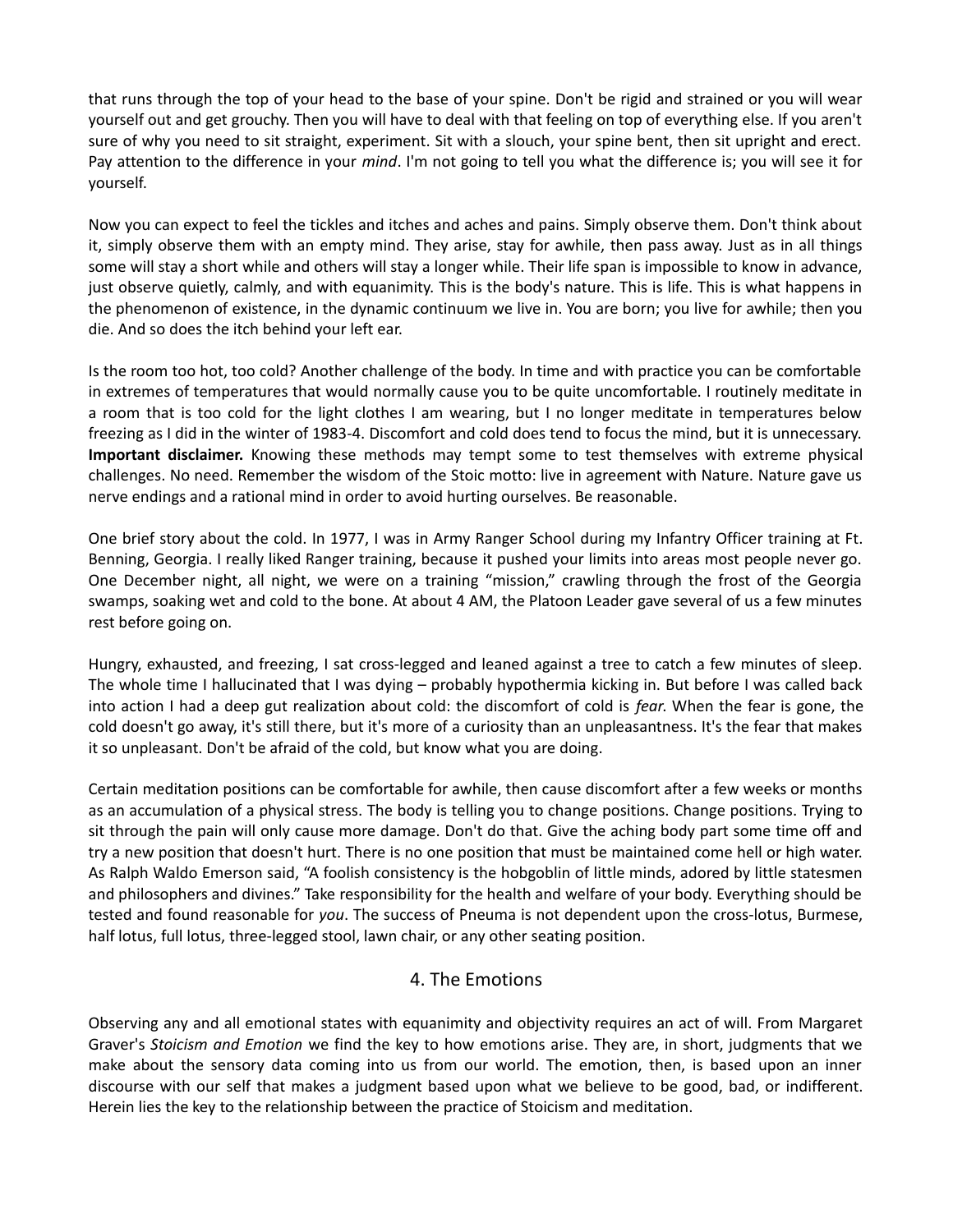that runs through the top of your head to the base of your spine. Don't be rigid and strained or you will wear yourself out and get grouchy. Then you will have to deal with that feeling on top of everything else. If you aren't sure of why you need to sit straight, experiment. Sit with a slouch, your spine bent, then sit upright and erect. Pay attention to the difference in your *mind*. I'm not going to tell you what the difference is; you will see it for yourself.

Now you can expect to feel the tickles and itches and aches and pains. Simply observe them. Don't think about it, simply observe them with an empty mind. They arise, stay for awhile, then pass away. Just as in all things some will stay a short while and others will stay a longer while. Their life span is impossible to know in advance, just observe quietly, calmly, and with equanimity. This is the body's nature. This is life. This is what happens in the phenomenon of existence, in the dynamic continuum we live in. You are born; you live for awhile; then you die. And so does the itch behind your left ear.

Is the room too hot, too cold? Another challenge of the body. In time and with practice you can be comfortable in extremes of temperatures that would normally cause you to be quite uncomfortable. I routinely meditate in a room that is too cold for the light clothes I am wearing, but I no longer meditate in temperatures below freezing as I did in the winter of 1983-4. Discomfort and cold does tend to focus the mind, but it is unnecessary. **Important disclaimer.** Knowing these methods may tempt some to test themselves with extreme physical challenges. No need. Remember the wisdom of the Stoic motto: live in agreement with Nature. Nature gave us nerve endings and a rational mind in order to avoid hurting ourselves. Be reasonable.

One brief story about the cold. In 1977, I was in Army Ranger School during my Infantry Officer training at Ft. Benning, Georgia. I really liked Ranger training, because it pushed your limits into areas most people never go. One December night, all night, we were on a training "mission," crawling through the frost of the Georgia swamps, soaking wet and cold to the bone. At about 4 AM, the Platoon Leader gave several of us a few minutes rest before going on.

Hungry, exhausted, and freezing, I sat cross-legged and leaned against a tree to catch a few minutes of sleep. The whole time I hallucinated that I was dying – probably hypothermia kicking in. But before I was called back into action I had a deep gut realization about cold: the discomfort of cold is *fear*. When the fear is gone, the cold doesn't go away, it's still there, but it's more of a curiosity than an unpleasantness. It's the fear that makes it so unpleasant. Don't be afraid of the cold, but know what you are doing.

Certain meditation positions can be comfortable for awhile, then cause discomfort after a few weeks or months as an accumulation of a physical stress. The body is telling you to change positions. Change positions. Trying to sit through the pain will only cause more damage. Don't do that. Give the aching body part some time off and try a new position that doesn't hurt. There is no one position that must be maintained come hell or high water. As Ralph Waldo Emerson said, "A foolish consistency is the hobgoblin of little minds, adored by little statesmen and philosophers and divines." Take responsibility for the health and welfare of your body. Everything should be tested and found reasonable for *you*. The success of Pneuma is not dependent upon the cross-lotus, Burmese, half lotus, full lotus, three-legged stool, lawn chair, or any other seating position.

## 4. The Emotions

Observing any and all emotional states with equanimity and objectivity requires an act of will. From Margaret Graver's *Stoicism and Emotion* we find the key to how emotions arise. They are, in short, judgments that we make about the sensory data coming into us from our world. The emotion, then, is based upon an inner discourse with our self that makes a judgment based upon what we believe to be good, bad, or indifferent. Herein lies the key to the relationship between the practice of Stoicism and meditation.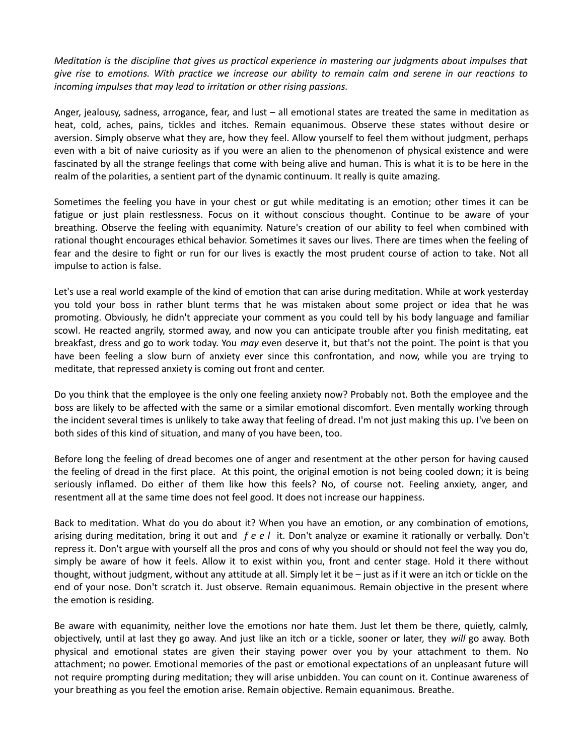*Meditation is the discipline that gives us practical experience in mastering our judgments about impulses that give rise to emotions. With practice we increase our ability to remain calm and serene in our reactions to incoming impulses that may lead to irritation or other rising passions.*

Anger, jealousy, sadness, arrogance, fear, and lust – all emotional states are treated the same in meditation as heat, cold, aches, pains, tickles and itches. Remain equanimous. Observe these states without desire or aversion. Simply observe what they are, how they feel. Allow yourself to feel them without judgment, perhaps even with a bit of naive curiosity as if you were an alien to the phenomenon of physical existence and were fascinated by all the strange feelings that come with being alive and human. This is what it is to be here in the realm of the polarities, a sentient part of the dynamic continuum. It really is quite amazing.

Sometimes the feeling you have in your chest or gut while meditating is an emotion; other times it can be fatigue or just plain restlessness. Focus on it without conscious thought. Continue to be aware of your breathing. Observe the feeling with equanimity. Nature's creation of our ability to feel when combined with rational thought encourages ethical behavior. Sometimes it saves our lives. There are times when the feeling of fear and the desire to fight or run for our lives is exactly the most prudent course of action to take. Not all impulse to action is false.

Let's use a real world example of the kind of emotion that can arise during meditation. While at work yesterday you told your boss in rather blunt terms that he was mistaken about some project or idea that he was promoting. Obviously, he didn't appreciate your comment as you could tell by his body language and familiar scowl. He reacted angrily, stormed away, and now you can anticipate trouble after you finish meditating, eat breakfast, dress and go to work today. You *may* even deserve it, but that's not the point. The point is that you have been feeling a slow burn of anxiety ever since this confrontation, and now, while you are trying to meditate, that repressed anxiety is coming out front and center.

Do you think that the employee is the only one feeling anxiety now? Probably not. Both the employee and the boss are likely to be affected with the same or a similar emotional discomfort. Even mentally working through the incident several times is unlikely to take away that feeling of dread. I'm not just making this up. I've been on both sides of this kind of situation, and many of you have been, too.

Before long the feeling of dread becomes one of anger and resentment at the other person for having caused the feeling of dread in the first place. At this point, the original emotion is not being cooled down; it is being seriously inflamed. Do either of them like how this feels? No, of course not. Feeling anxiety, anger, and resentment all at the same time does not feel good. It does not increase our happiness.

Back to meditation. What do you do about it? When you have an emotion, or any combination of emotions, arising during meditation, bring it out and *f e e l* it. Don't analyze or examine it rationally or verbally. Don't repress it. Don't argue with yourself all the pros and cons of why you should or should not feel the way you do, simply be aware of how it feels. Allow it to exist within you, front and center stage. Hold it there without thought, without judgment, without any attitude at all. Simply let it be – just as if it were an itch or tickle on the end of your nose. Don't scratch it. Just observe. Remain equanimous. Remain objective in the present where the emotion is residing.

Be aware with equanimity, neither love the emotions nor hate them. Just let them be there, quietly, calmly, objectively, until at last they go away. And just like an itch or a tickle, sooner or later, they *will* go away. Both physical and emotional states are given their staying power over you by your attachment to them. No attachment; no power. Emotional memories of the past or emotional expectations of an unpleasant future will not require prompting during meditation; they will arise unbidden. You can count on it. Continue awareness of your breathing as you feel the emotion arise. Remain objective. Remain equanimous. Breathe.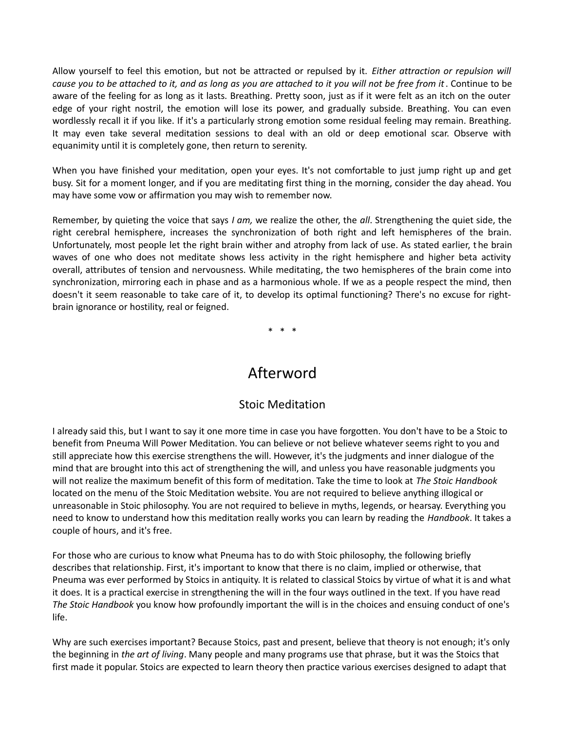Allow yourself to feel this emotion, but not be attracted or repulsed by it. *Either attraction or repulsion will cause you to be attached to it, and as long as you are attached to it you will not be free from it*. Continue to be aware of the feeling for as long as it lasts. Breathing. Pretty soon, just as if it were felt as an itch on the outer edge of your right nostril, the emotion will lose its power, and gradually subside. Breathing. You can even wordlessly recall it if you like. If it's a particularly strong emotion some residual feeling may remain. Breathing. It may even take several meditation sessions to deal with an old or deep emotional scar. Observe with equanimity until it is completely gone, then return to serenity.

When you have finished your meditation, open your eyes. It's not comfortable to just jump right up and get busy. Sit for a moment longer, and if you are meditating first thing in the morning, consider the day ahead. You may have some vow or affirmation you may wish to remember now.

Remember, by quieting the voice that says *I am,* we realize the other, the *all*. Strengthening the quiet side, the right cerebral hemisphere, increases the synchronization of both right and left hemispheres of the brain. Unfortunately, most people let the right brain wither and atrophy from lack of use. As stated earlier, the brain waves of one who does not meditate shows less activity in the right hemisphere and higher beta activity overall, attributes of tension and nervousness. While meditating, the two hemispheres of the brain come into synchronization, mirroring each in phase and as a harmonious whole. If we as a people respect the mind, then doesn't it seem reasonable to take care of it, to develop its optimal functioning? There's no excuse for right-brain ignorance or hostility, real or feigned.

\* \* \*

# Afterword

## Stoic Meditation

I already said this, but I want to say it one more time in case you have forgotten. You don't have to be a Stoic to benefit from Pneuma Will Power Meditation. You can believe or not believe whatever seems right to you and still appreciate how this exercise strengthens the will. However, it's the judgments and inner dialogue of the mind that are brought into this act of strengthening the will, and unless you have reasonable judgments you will not realize the maximum benefit of this form of meditation. Take the time to look at *The Stoic Handbook* located on the menu of the Stoic Meditation website. You are not required to believe anything illogical or unreasonable in Stoic philosophy. You are not required to believe in myths, legends, or hearsay. Everything you need to know to understand how this meditation really works you can learn by reading the *Handbook*. It takes a couple of hours, and it's free.

For those who are curious to know what Pneuma has to do with Stoic philosophy, the following briefly describes that relationship. First, it's important to know that there is no claim, implied or otherwise, that Pneuma was ever performed by Stoics in antiquity. It is related to classical Stoics by virtue of what it is and what it does. It is a practical exercise in strengthening the will in the four ways outlined in the text. If you have read *The Stoic Handbook* you know how profoundly important the will is in the choices and ensuing conduct of one's life.

Why are such exercises important? Because Stoics, past and present, believe that theory is not enough; it's only the beginning in *the art of living*. Many people and many programs use that phrase, but it was the Stoics that first made it popular. Stoics are expected to learn theory then practice various exercises designed to adapt that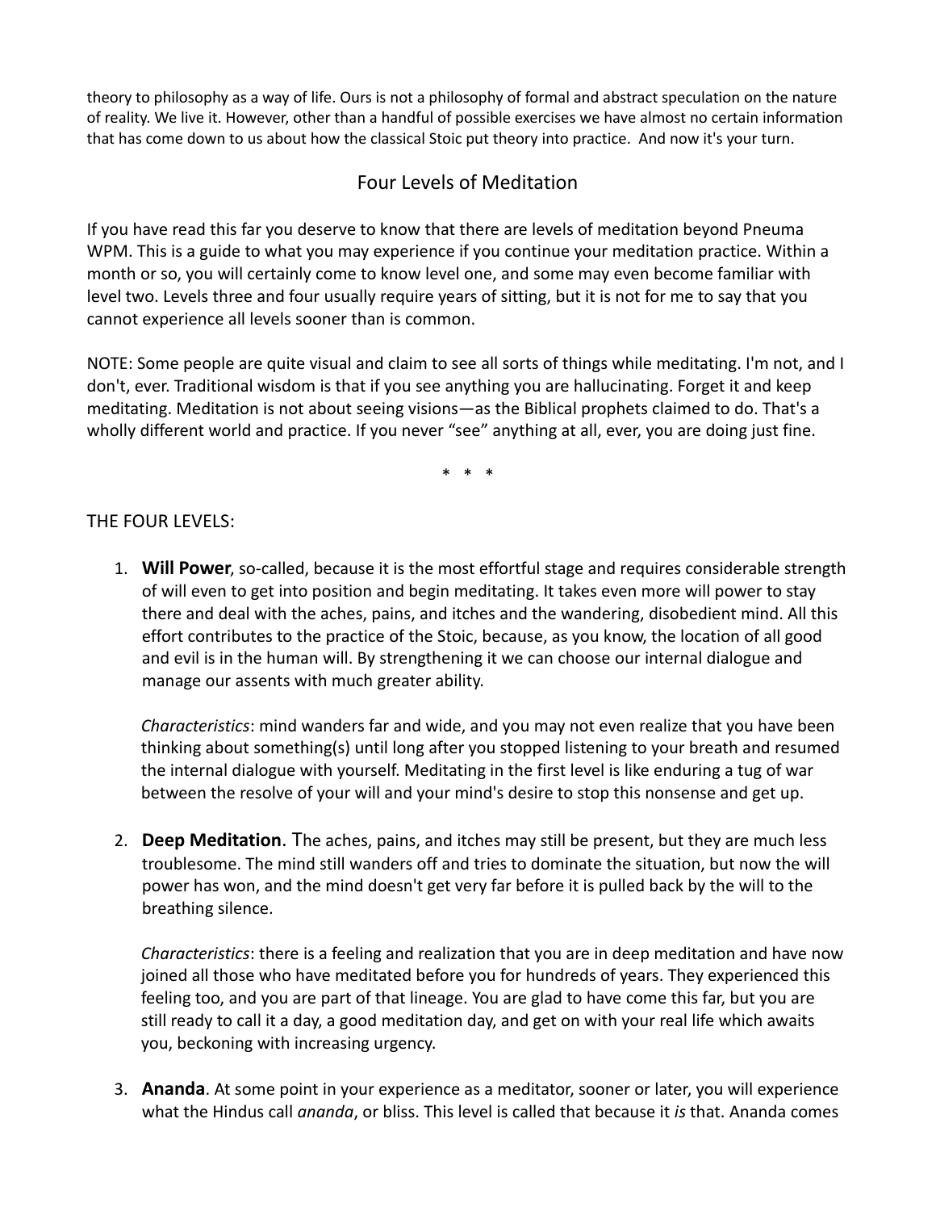theory to philosophy as a way of life. Ours is not a philosophy of formal and abstract speculation on the nature of reality. We live it. However, other than a handful of possible exercises we have almost no certain information that has come down to us about how the classical Stoic put theory into practice. And now it's your turn.

## Four Levels of Meditation

If you have read this far you deserve to know that there are levels of meditation beyond Pneuma WPM. This is a guide to what you may experience if you continue your meditation practice. Within a month or so, you will certainly come to know level one, and some may even become familiar with level two. Levels three and four usually require years of sitting, but it is not for me to say that you cannot experience all levels sooner than is common.

NOTE: Some people are quite visual and claim to see all sorts of things while meditating. I'm not, and I don't, ever. Traditional wisdom is that if you see anything you are hallucinating. Forget it and keep meditating. Meditation is not about seeing visions—as the Biblical prophets claimed to do. That's a wholly different world and practice. If you never "see" anything at all, ever, you are doing just fine.

\* \* \*

THE FOUR LEVELS:

1. **Will Power**, so-called, because it is the most effortful stage and requires considerable strength of will even to get into position and begin meditating. It takes even more will power to stay there and deal with the aches, pains, and itches and the wandering, disobedient mind. All this effort contributes to the practice of the Stoic, because, as you know, the location of all good and evil is in the human will. By strengthening it we can choose our internal dialogue and manage our assents with much greater ability.

   *Characteristics*: mind wanders far and wide, and you may not even realize that you have been thinking about something(s) until long after you stopped listening to your breath and resumed the internal dialogue with yourself. Meditating in the first level is like enduring a tug of war between the resolve of your will and your mind's desire to stop this nonsense and get up.

2. **Deep Meditation.** The aches, pains, and itches may still be present, but they are much less troublesome. The mind still wanders off and tries to dominate the situation, but now the will power has won, and the mind doesn't get very far before it is pulled back by the will to the breathing silence.

   *Characteristics*: there is a feeling and realization that you are in deep meditation and have now joined all those who have meditated before you for hundreds of years. They experienced this feeling too, and you are part of that lineage. You are glad to have come this far, but you are still ready to call it a day, a good meditation day, and get on with your real life which awaits you, beckoning with increasing urgency.

3. **Ananda**. At some point in your experience as a meditator, sooner or later, you will experience what the Hindus call *ananda*, or bliss. This level is called that because it *is* that. Ananda comes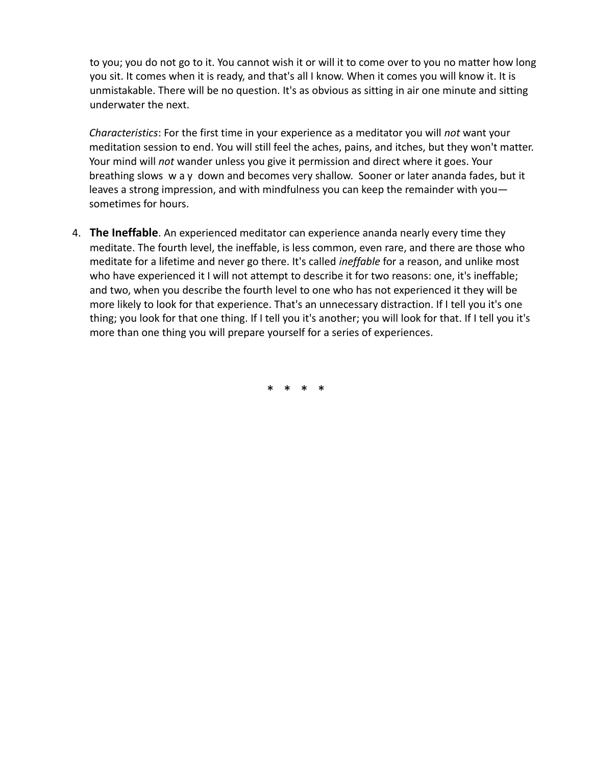to you; you do not go to it. You cannot wish it or will it to come over to you no matter how long you sit. It comes when it is ready, and that's all I know. When it comes you will know it. It is unmistakable. There will be no question. It's as obvious as sitting in air one minute and sitting underwater the next.

*Characteristics*: For the first time in your experience as a meditator you will *not* want your meditation session to end. You will still feel the aches, pains, and itches, but they won't matter. Your mind will *not* wander unless you give it permission and direct where it goes. Your breathing slows w a y down and becomes very shallow. Sooner or later ananda fades, but it leaves a strong impression, and with mindfulness you can keep the remainder with you—sometimes for hours.

4. **The Ineffable**. An experienced meditator can experience ananda nearly every time they meditate. The fourth level, the ineffable, is less common, even rare, and there are those who meditate for a lifetime and never go there. It's called *ineffable* for a reason, and unlike most who have experienced it I will not attempt to describe it for two reasons: one, it's ineffable; and two, when you describe the fourth level to one who has not experienced it they will be more likely to look for that experience. That's an unnecessary distraction. If I tell you it's one thing; you look for that one thing. If I tell you it's another; you will look for that. If I tell you it's more than one thing you will prepare yourself for a series of experiences.

\* \* \* \*